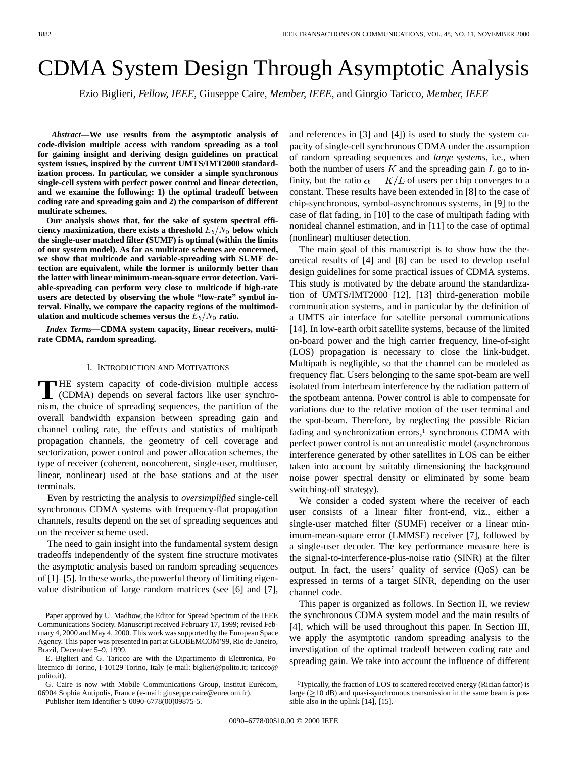# CDMA System Design Through Asymptotic Analysis

Ezio Biglieri, *Fellow, IEEE*, Giuseppe Caire, *Member, IEEE*, and Giorgio Taricco, *Member, IEEE*

***Abstract*—We use results from the asymptotic analysis of code-division multiple access with random spreading as a tool for gaining insight and deriving design guidelines on practical system issues, inspired by the current UMTS/IMT2000 standardization process. In particular, we consider a simple synchronous single-cell system with perfect power control and linear detection, and we examine the following: 1) the optimal tradeoff between coding rate and spreading gain and 2) the comparison of different multirate schemes.**

**Our analysis shows that, for the sake of system spectral efficiency maximization, there exists a threshold $E_b/N_0$ below which the single-user matched filter (SUMF) is optimal (within the limits of our system model). As far as multirate schemes are concerned, we show that multicode and variable-spreading with SUMF detection are equivalent, while the former is uniformly better than the latter with linear minimum-mean-square error detection. Variable-spreading can perform very close to multicode if high-rate users are detected by observing the whole "low-rate" symbol interval. Finally, we compare the capacity regions of the multimodulation and multicode schemes versus the $E_b/N_0$ ratio.**

***Index Terms*—CDMA system capacity, linear receivers, multirate CDMA, random spreading.**

## I. Introduction and Motivations

The system capacity of code-division multiple access (CDMA) depends on several factors like user synchronism, the choice of spreading sequences, the partition of the overall bandwidth expansion between spreading gain and channel coding rate, the effects and statistics of multipath propagation channels, the geometry of cell coverage and sectorization, power control and power allocation schemes, the type of receiver (coherent, noncoherent, single-user, multiuser, linear, nonlinear) used at the base stations and at the user terminals.

Even by restricting the analysis to *oversimplified* single-cell synchronous CDMA systems with frequency-flat propagation channels, results depend on the set of spreading sequences and on the receiver scheme used.

The need to gain insight into the fundamental system design tradeoffs independently of the system fine structure motivates the asymptotic analysis based on random spreading sequences of [1]–[5]. In these works, the powerful theory of limiting eigenvalue distribution of large random matrices (see [6] and [7], and references in [3] and [4]) is used to study the system capacity of single-cell synchronous CDMA under the assumption of random spreading sequences and *large systems*, i.e., when both the number of users $K$ and the spreading gain $L$ go to infinity, but the ratio $\alpha = K/L$ of users per chip converges to a constant. These results have been extended in [8] to the case of chip-synchronous, symbol-asynchronous systems, in [9] to the case of flat fading, in [10] to the case of multipath fading with nonideal channel estimation, and in [11] to the case of optimal (nonlinear) multiuser detection.

The main goal of this manuscript is to show how the theoretical results of [4] and [8] can be used to develop useful design guidelines for some practical issues of CDMA systems. This study is motivated by the debate around the standardization of UMTS/IMT2000 [12], [13] third-generation mobile communication systems, and in particular by the definition of a UMTS air interface for satellite personal communications [14]. In low-earth orbit satellite systems, because of the limited on-board power and the high carrier frequency, line-of-sight (LOS) propagation is necessary to close the link-budget. Multipath is negligible, so that the channel can be modeled as frequency flat. Users belonging to the same spot-beam are well isolated from interbeam interference by the radiation pattern of the spotbeam antenna. Power control is able to compensate for variations due to the relative motion of the user terminal and the spot-beam. Therefore, by neglecting the possible Rician fading and synchronization errors,[1] synchronous CDMA with perfect power control is not an unrealistic model (asynchronous interference generated by other satellites in LOS can be either taken into account by suitably dimensioning the background noise power spectral density or eliminated by some beam switching-off strategy).

We consider a coded system where the receiver of each user consists of a linear filter front-end, viz., either a single-user matched filter (SUMF) receiver or a linear minimum-mean-square error (LMMSE) receiver [7], followed by a single-user decoder. The key performance measure here is the signal-to-interference-plus-noise ratio (SINR) at the filter output. In fact, the users' quality of service (QoS) can be expressed in terms of a target SINR, depending on the user channel code.

This paper is organized as follows. In Section II, we review the synchronous CDMA system model and the main results of [4], which will be used throughout this paper. In Section III, we apply the asymptotic random spreading analysis to the investigation of the optimal tradeoff between coding rate and spreading gain. We take into account the influence of different

Paper approved by U. Madhow, the Editor for Spread Spectrum of the IEEE Communications Society. Manuscript received February 17, 1999; revised February 4, 2000 and May 4, 2000. This work was supported by the European Space Agency. This paper was presented in part at GLOBEMCOM'99, Rio de Janeiro, Brazil, December 5–9, 1999.

E. Biglieri and G. Taricco are with the Dipartimento di Elettronica, Politecnico di Torino, I-10129 Torino, Italy (e-mail: biglieri@polito.it; taricco@polito.it).

G. Caire is now with Mobile Communications Group, Institut Eurècom, 06904 Sophia Antipolis, France (e-mail: giuseppe.caire@eurecom.fr).

Publisher Item Identifier S 0090-6778(00)09875-5.

[1]Typically, the fraction of LOS to scattered received energy (Rician factor) is large ($\geq$ 10 dB) and quasi-synchronous transmission in the same beam is possible also in the uplink [14], [15].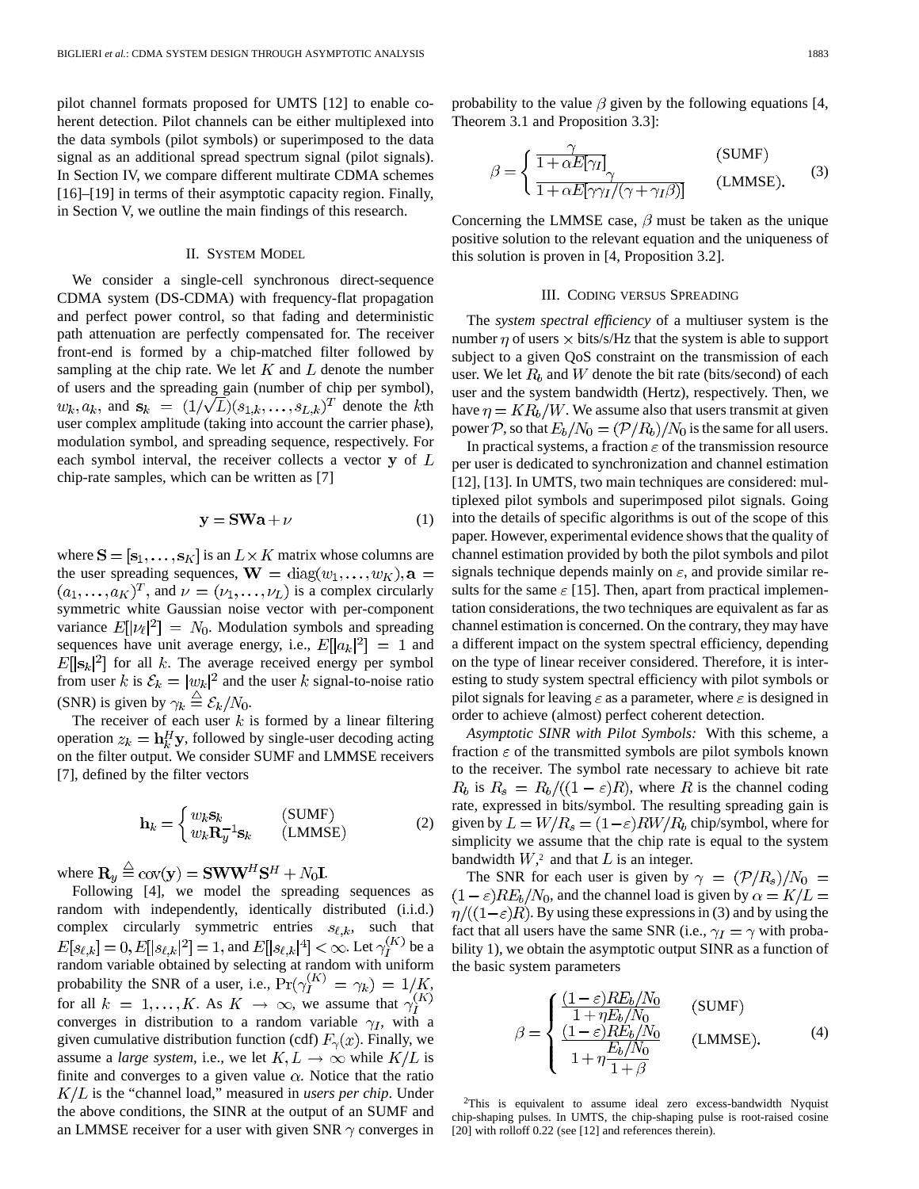pilot channel formats proposed for UMTS [12] to enable coherent detection. Pilot channels can be either multiplexed into the data symbols (pilot symbols) or superimposed to the data signal as an additional spread spectrum signal (pilot signals). In Section IV, we compare different multirate CDMA schemes [16]–[19] in terms of their asymptotic capacity region. Finally, in Section V, we outline the main findings of this research.

## II. System Model

We consider a single-cell synchronous direct-sequence CDMA system (DS-CDMA) with frequency-flat propagation and perfect power control, so that fading and deterministic path attenuation are perfectly compensated for. The receiver front-end is formed by a chip-matched filter followed by sampling at the chip rate. We let $K$ and $L$ denote the number of users and the spreading gain (number of chip per symbol), $w_k, a_k$, and $\mathbf{s}_k = (1/\sqrt{L})(s_{1,k}, \ldots, s_{L,k})^T$ denote the $k$th user complex amplitude (taking into account the carrier phase), modulation symbol, and spreading sequence, respectively. For each symbol interval, the receiver collects a vector $\mathbf{y}$ of $L$ chip-rate samples, which can be written as [7]

$$\mathbf{y} = \mathbf{S}\mathbf{W}\mathbf{a} + \nu \tag{1}$$

where $\mathbf{S} = [\mathbf{s}_1, \ldots, \mathbf{s}_K]$ is an $L \times K$ matrix whose columns are the user spreading sequences, $\mathbf{W} = \text{diag}(w_1, \ldots, w_K), \mathbf{a} = (a_1, \ldots, a_K)^T$, and $\nu = (\nu_1, \ldots, \nu_L)$ is a complex circularly symmetric white Gaussian noise vector with per-component variance $E[|\nu_\ell|^2] = N_0$. Modulation symbols and spreading sequences have unit average energy, i.e., $E[|a_k|^2] = 1$ and $E[|\mathbf{s}_k|^2]$ for all $k$. The average received energy per symbol from user $k$ is $\mathcal{E}_k = |w_k|^2$ and the user $k$ signal-to-noise ratio (SNR) is given by $\gamma_k \triangleq \mathcal{E}_k/N_0$.

The receiver of each user $k$ is formed by a linear filtering operation $z_k = \mathbf{h}_k^H \mathbf{y}$, followed by single-user decoding acting on the filter output. We consider SUMF and LMMSE receivers [7], defined by the filter vectors

$$\mathbf{h}_k = \begin{cases} w_k \mathbf{s}_k & \text{(SUMF)} \\ w_k \mathbf{R}_y^{-1} \mathbf{s}_k & \text{(LMMSE)} \end{cases} \tag{2}$$

where $\mathbf{R}_y \triangleq \text{cov}(\mathbf{y}) = \mathbf{S}\mathbf{W}\mathbf{W}^H\mathbf{S}^H + N_0\mathbf{I}$.

Following [4], we model the spreading sequences as random with independently, identically distributed (i.i.d.) complex circularly symmetric entries $s_{\ell,k}$, such that $E[s_{\ell,k}] = 0, E[|s_{\ell,k}|^2] = 1$, and $E[|s_{\ell,k}|^4] < \infty$. Let $\gamma_I^{(K)}$ be a random variable obtained by selecting at random with uniform probability the SNR of a user, i.e., $\Pr(\gamma_I^{(K)} = \gamma_k) = 1/K$, for all $k = 1, \ldots, K$. As $K \to \infty$, we assume that $\gamma_I^{(K)}$ converges in distribution to a random variable $\gamma_I$, with a given cumulative distribution function (cdf) $F_\gamma(x)$. Finally, we assume a *large system*, i.e., we let $K, L \to \infty$ while $K/L$ is finite and converges to a given value $\alpha$. Notice that the ratio $K/L$ is the "channel load," measured in *users per chip*. Under the above conditions, the SINR at the output of an SUMF and an LMMSE receiver for a user with given SNR $\gamma$ converges in probability to the value $\beta$ given by the following equations [4, Theorem 3.1 and Proposition 3.3]:

$$\beta = \begin{cases} \dfrac{\gamma}{1 + \alpha E[\gamma_I]} & \text{(SUMF)} \\ \dfrac{\gamma}{1 + \alpha E[\gamma\gamma_I/(\gamma + \gamma_I\beta)]} & \text{(LMMSE)}. \end{cases} \tag{3}$$

Concerning the LMMSE case, $\beta$ must be taken as the unique positive solution to the relevant equation and the uniqueness of this solution is proven in [4, Proposition 3.2].

## III. Coding versus Spreading

The *system spectral efficiency* of a multiuser system is the number $\eta$ of users $\times$ bits/s/Hz that the system is able to support subject to a given QoS constraint on the transmission of each user. We let $R_b$ and $W$ denote the bit rate (bits/second) of each user and the system bandwidth (Hertz), respectively. Then, we have $\eta = KR_b/W$. We assume also that users transmit at given power $\mathcal{P}$, so that $E_b/N_0 = (\mathcal{P}/R_b)/N_0$ is the same for all users.

In practical systems, a fraction $\varepsilon$ of the transmission resource per user is dedicated to synchronization and channel estimation [12], [13]. In UMTS, two main techniques are considered: multiplexed pilot symbols and superimposed pilot signals. Going into the details of specific algorithms is out of the scope of this paper. However, experimental evidence shows that the quality of channel estimation provided by both the pilot symbols and pilot signals technique depends mainly on $\varepsilon$, and provide similar results for the same $\varepsilon$ [15]. Then, apart from practical implementation considerations, the two techniques are equivalent as far as channel estimation is concerned. On the contrary, they may have a different impact on the system spectral efficiency, depending on the type of linear receiver considered. Therefore, it is interesting to study system spectral efficiency with pilot symbols or pilot signals for leaving $\varepsilon$ as a parameter, where $\varepsilon$ is designed in order to achieve (almost) perfect coherent detection.

*Asymptotic SINR with Pilot Symbols:* With this scheme, a fraction $\varepsilon$ of the transmitted symbols are pilot symbols known to the receiver. The symbol rate necessary to achieve bit rate $R_b$ is $R_s = R_b/((1-\varepsilon)R)$, where $R$ is the channel coding rate, expressed in bits/symbol. The resulting spreading gain is given by $L = W/R_s = (1-\varepsilon)RW/R_b$ chip/symbol, where for simplicity we assume that the chip rate is equal to the system bandwidth $W$,[2] and that $L$ is an integer.

The SNR for each user is given by $\gamma = (\mathcal{P}/R_s)/N_0 = (1-\varepsilon)RE_b/N_0$, and the channel load is given by $\alpha = K/L = \eta/((1-\varepsilon)R)$. By using these expressions in (3) and by using the fact that all users have the same SNR (i.e., $\gamma_I = \gamma$ with probability 1), we obtain the asymptotic output SINR as a function of the basic system parameters

$$\beta = \begin{cases} \dfrac{(1-\varepsilon)RE_b/N_0}{1 + \eta E_b/N_0} & \text{(SUMF)} \\ \dfrac{(1-\varepsilon)RE_b/N_0}{1 + \eta \dfrac{E_b/N_0}{1+\beta}} & \text{(LMMSE)}. \end{cases} \tag{4}$$

[2]This is equivalent to assume ideal zero excess-bandwidth Nyquist chip-shaping pulses. In UMTS, the chip-shaping pulse is root-raised cosine [20] with rolloff 0.22 (see [12] and references therein).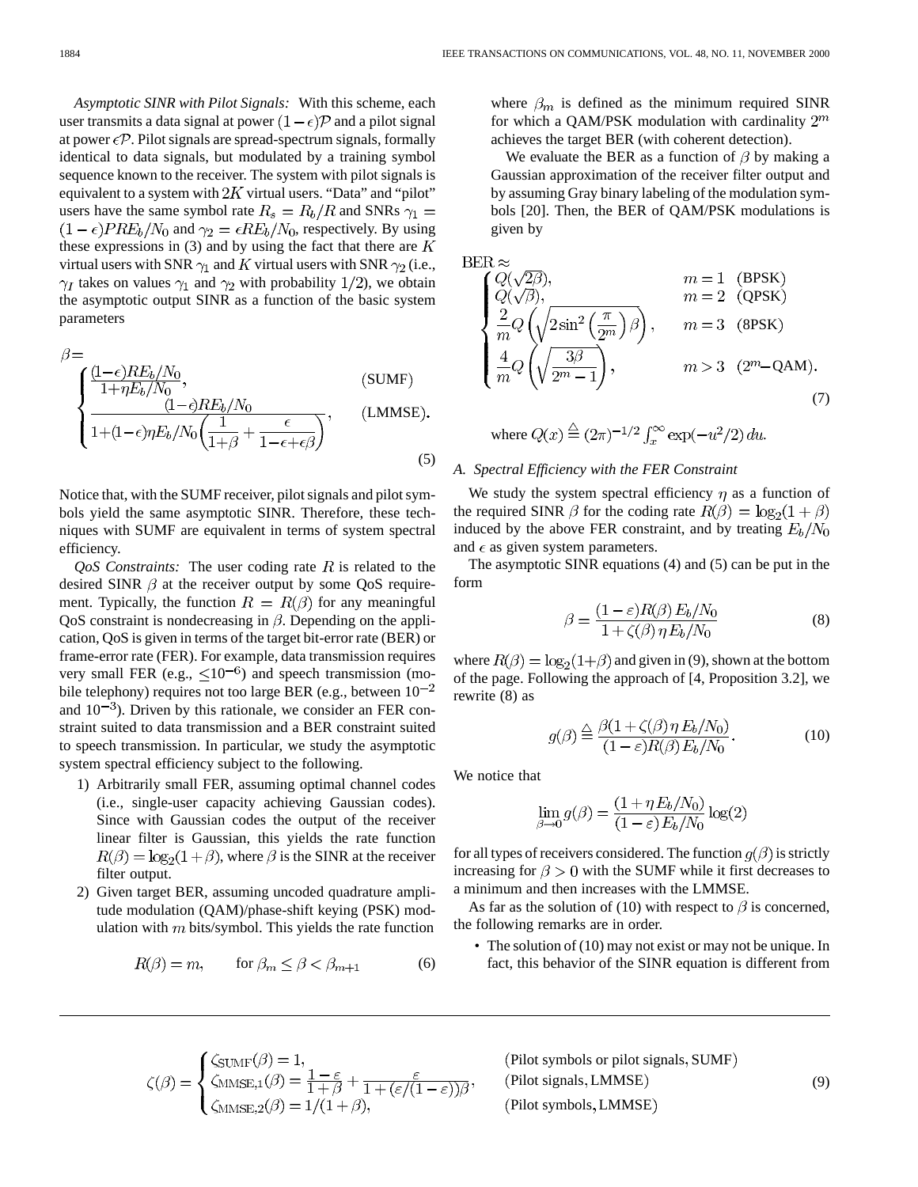*Asymptotic SINR with Pilot Signals:* With this scheme, each user transmits a data signal at power $(1-\epsilon)\mathcal{P}$ and a pilot signal at power $\epsilon\mathcal{P}$. Pilot signals are spread-spectrum signals, formally identical to data signals, but modulated by a training symbol sequence known to the receiver. The system with pilot signals is equivalent to a system with $2K$ virtual users. "Data" and "pilot" users have the same symbol rate $R_s = R_b/R$ and SNRs $\gamma_1 = (1-\epsilon)PRE_b/N_0$ and $\gamma_2 = \epsilon RE_b/N_0$, respectively. By using these expressions in (3) and by using the fact that there are $K$ virtual users with SNR $\gamma_1$ and $K$ virtual users with SNR $\gamma_2$ (i.e., $\gamma_I$ takes on values $\gamma_1$ and $\gamma_2$ with probability $1/2$), we obtain the asymptotic output SINR as a function of the basic system parameters

$$\beta = \begin{cases} \dfrac{(1-\epsilon)RE_b/N_0}{1+\eta E_b/N_0}, & \text{(SUMF)} \\ \dfrac{(1-\epsilon)RE_b/N_0}{1+(1-\epsilon)\eta E_b/N_0\left(\dfrac{1}{1+\beta}+\dfrac{\epsilon}{1-\epsilon+\epsilon\beta}\right)}, & \text{(LMMSE)}. \end{cases} \tag{5}$$

Notice that, with the SUMF receiver, pilot signals and pilot symbols yield the same asymptotic SINR. Therefore, these techniques with SUMF are equivalent in terms of system spectral efficiency.

*QoS Constraints:* The user coding rate $R$ is related to the desired SINR $\beta$ at the receiver output by some QoS requirement. Typically, the function $R = R(\beta)$ for any meaningful QoS constraint is nondecreasing in $\beta$. Depending on the application, QoS is given in terms of the target bit-error rate (BER) or frame-error rate (FER). For example, data transmission requires very small FER (e.g., $\leq 10^{-6}$) and speech transmission (mobile telephony) requires not too large BER (e.g., between $10^{-2}$ and $10^{-3}$). Driven by this rationale, we consider an FER constraint suited to data transmission and a BER constraint suited to speech transmission. In particular, we study the asymptotic system spectral efficiency subject to the following.

1) Arbitrarily small FER, assuming optimal channel codes (i.e., single-user capacity achieving Gaussian codes). Since with Gaussian codes the output of the receiver linear filter is Gaussian, this yields the rate function $R(\beta) = \log_2(1+\beta)$, where $\beta$ is the SINR at the receiver filter output.
2) Given target BER, assuming uncoded quadrature amplitude modulation (QAM)/phase-shift keying (PSK) modulation with $m$ bits/symbol. This yields the rate function

$$R(\beta) = m, \qquad \text{for } \beta_m \leq \beta < \beta_{m+1} \tag{6}$$

where $\beta_m$ is defined as the minimum required SINR for which a QAM/PSK modulation with cardinality $2^m$ achieves the target BER (with coherent detection).

We evaluate the BER as a function of $\beta$ by making a Gaussian approximation of the receiver filter output and by assuming Gray binary labeling of the modulation symbols [20]. Then, the BER of QAM/PSK modulations is given by

$$\text{BER} \approx \begin{cases} Q(\sqrt{2\beta}), & m=1 \quad \text{(BPSK)} \\ Q(\sqrt{\beta}), & m=2 \quad \text{(QPSK)} \\ \dfrac{2}{m}Q\left(\sqrt{2\sin^2\left(\dfrac{\pi}{2^m}\right)\beta}\right), & m=3 \quad \text{(8PSK)} \\ \dfrac{4}{m}Q\left(\sqrt{\dfrac{3\beta}{2^m-1}}\right), & m>3 \quad (2^m\text{-QAM}). \end{cases} \tag{7}$$

where $Q(x) \triangleq (2\pi)^{-1/2}\int_x^\infty \exp(-u^2/2)\,du$.

### A. Spectral Efficiency with the FER Constraint

We study the system spectral efficiency $\eta$ as a function of the required SINR $\beta$ for the coding rate $R(\beta) = \log_2(1+\beta)$ induced by the above FER constraint, and by treating $E_b/N_0$ and $\epsilon$ as given system parameters.

The asymptotic SINR equations (4) and (5) can be put in the form

$$\beta = \frac{(1-\varepsilon)R(\beta)\,E_b/N_0}{1+\zeta(\beta)\,\eta\,E_b/N_0} \tag{8}$$

where $R(\beta) = \log_2(1+\beta)$ and given in (9), shown at the bottom of the page. Following the approach of [4, Proposition 3.2], we rewrite (8) as

$$g(\beta) \triangleq \frac{\beta(1+\zeta(\beta)\,\eta\,E_b/N_0)}{(1-\varepsilon)R(\beta)\,E_b/N_0}. \tag{10}$$

We notice that

$$\lim_{\beta\to 0} g(\beta) = \frac{(1+\eta E_b/N_0)}{(1-\varepsilon)\,E_b/N_0}\log(2)$$

for all types of receivers considered. The function $g(\beta)$ is strictly increasing for $\beta > 0$ with the SUMF while it first decreases to a minimum and then increases with the LMMSE.

As far as the solution of (10) with respect to $\beta$ is concerned, the following remarks are in order.

- The solution of (10) may not exist or may not be unique. In fact, this behavior of the SINR equation is different from

$$\zeta(\beta) = \begin{cases} \zeta_{\text{SUMF}}(\beta) = 1, & \text{(Pilot symbols or pilot signals, SUMF)} \\ \zeta_{\text{MMSE},1}(\beta) = \dfrac{1-\varepsilon}{1+\beta} + \dfrac{\varepsilon}{1+(\varepsilon/(1-\varepsilon))\beta}, & \text{(Pilot signals, LMMSE)} \\ \zeta_{\text{MMSE},2}(\beta) = 1/(1+\beta), & \text{(Pilot symbols, LMMSE)} \end{cases} \tag{9}$$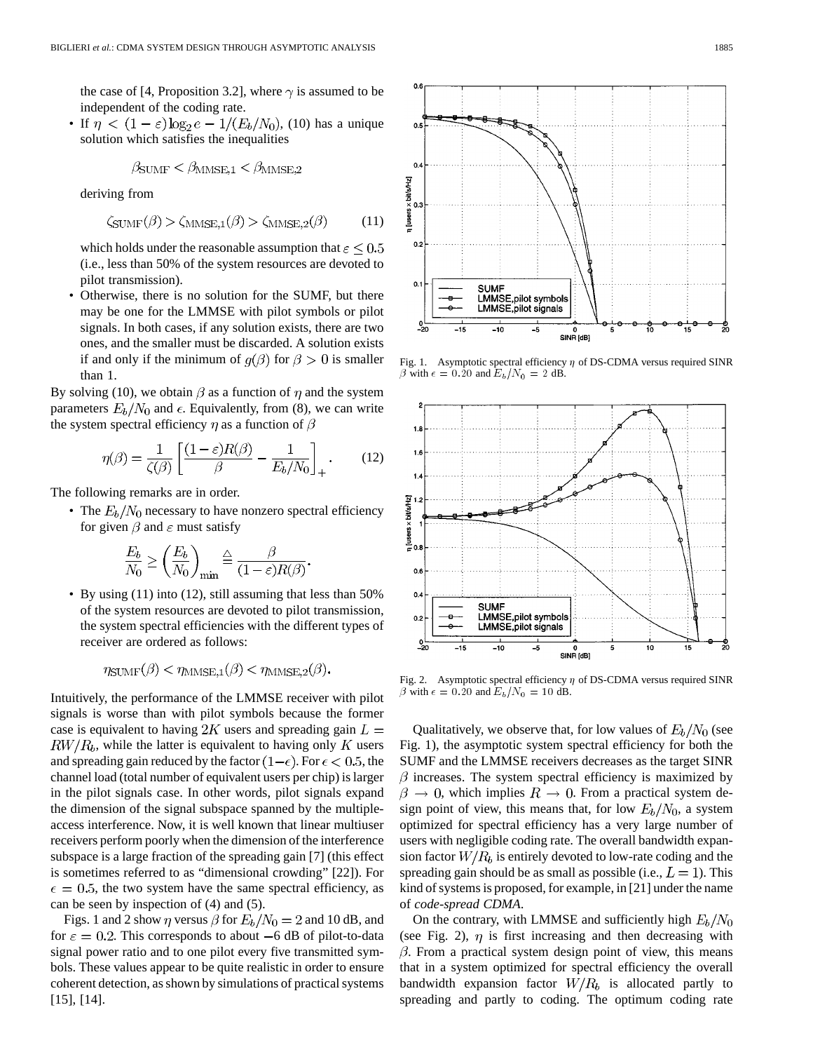the case of [4, Proposition 3.2], where $\gamma$ is assumed to be independent of the coding rate.

- If $\eta < (1-\varepsilon)\log_2 e - 1/(E_b/N_0)$, (10) has a unique solution which satisfies the inequalities

$$\beta_{\mathrm{SUMF}} < \beta_{\mathrm{MMSE},1} < \beta_{\mathrm{MMSE},2}$$

deriving from

$$\zeta_{\mathrm{SUMF}}(\beta) > \zeta_{\mathrm{MMSE},1}(\beta) > \zeta_{\mathrm{MMSE},2}(\beta) \tag{11}$$

which holds under the reasonable assumption that $\varepsilon \leq 0.5$ (i.e., less than 50% of the system resources are devoted to pilot transmission).

- Otherwise, there is no solution for the SUMF, but there may be one for the LMMSE with pilot symbols or pilot signals. In both cases, if any solution exists, there are two ones, and the smaller must be discarded. A solution exists if and only if the minimum of $g(\beta)$ for $\beta > 0$ is smaller than 1.

By solving (10), we obtain $\beta$ as a function of $\eta$ and the system parameters $E_b/N_0$ and $\epsilon$. Equivalently, from (8), we can write the system spectral efficiency $\eta$ as a function of $\beta$

$$\eta(\beta) = \frac{1}{\zeta(\beta)}\left[\frac{(1-\varepsilon)R(\beta)}{\beta} - \frac{1}{E_b/N_0}\right]_+. \tag{12}$$

The following remarks are in order.

- The $E_b/N_0$ necessary to have nonzero spectral efficiency for given $\beta$ and $\varepsilon$ must satisfy

$$\frac{E_b}{N_0} \geq \left(\frac{E_b}{N_0}\right)_{\min} \triangleq \frac{\beta}{(1-\varepsilon)R(\beta)}.$$

- By using (11) into (12), still assuming that less than 50% of the system resources are devoted to pilot transmission, the system spectral efficiencies with the different types of receiver are ordered as follows:

$$\eta_{\mathrm{SUMF}}(\beta) < \eta_{\mathrm{MMSE},1}(\beta) < \eta_{\mathrm{MMSE},2}(\beta).$$

Intuitively, the performance of the LMMSE receiver with pilot signals is worse than with pilot symbols because the former case is equivalent to having $2K$ users and spreading gain $L = RW/R_b$, while the latter is equivalent to having only $K$ users and spreading gain reduced by the factor $(1-\epsilon)$. For $\epsilon < 0.5$, the channel load (total number of equivalent users per chip) is larger in the pilot signals case. In other words, pilot signals expand the dimension of the signal subspace spanned by the multiple-access interference. Now, it is well known that linear multiuser receivers perform poorly when the dimension of the interference subspace is a large fraction of the spreading gain [7] (this effect is sometimes referred to as "dimensional crowding" [22]). For $\epsilon = 0.5$, the two system have the same spectral efficiency, as can be seen by inspection of (4) and (5).

Figs. 1 and 2 show $\eta$ versus $\beta$ for $E_b/N_0 = 2$ and 10 dB, and for $\varepsilon = 0.2$. This corresponds to about $-6$ dB of pilot-to-data signal power ratio and to one pilot every five transmitted symbols. These values appear to be quite realistic in order to ensure coherent detection, as shown by simulations of practical systems [15], [14].

Fig. 1. Asymptotic spectral efficiency $\eta$ of DS-CDMA versus required SINR $\beta$ with $\epsilon = 0.20$ and $E_b/N_0 = 2$ dB.

Fig. 2. Asymptotic spectral efficiency $\eta$ of DS-CDMA versus required SINR $\beta$ with $\epsilon = 0.20$ and $E_b/N_0 = 10$ dB.

Qualitatively, we observe that, for low values of $E_b/N_0$ (see Fig. 1), the asymptotic system spectral efficiency for both the SUMF and the LMMSE receivers decreases as the target SINR $\beta$ increases. The system spectral efficiency is maximized by $\beta \to 0$, which implies $R \to 0$. From a practical system design point of view, this means that, for low $E_b/N_0$, a system optimized for spectral efficiency has a very large number of users with negligible coding rate. The overall bandwidth expansion factor $W/R_b$ is entirely devoted to low-rate coding and the spreading gain should be as small as possible (i.e., $L = 1$). This kind of systems is proposed, for example, in [21] under the name of *code-spread CDMA*.

On the contrary, with LMMSE and sufficiently high $E_b/N_0$ (see Fig. 2), $\eta$ is first increasing and then decreasing with $\beta$. From a practical system design point of view, this means that in a system optimized for spectral efficiency the overall bandwidth expansion factor $W/R_b$ is allocated partly to spreading and partly to coding. The optimum coding rate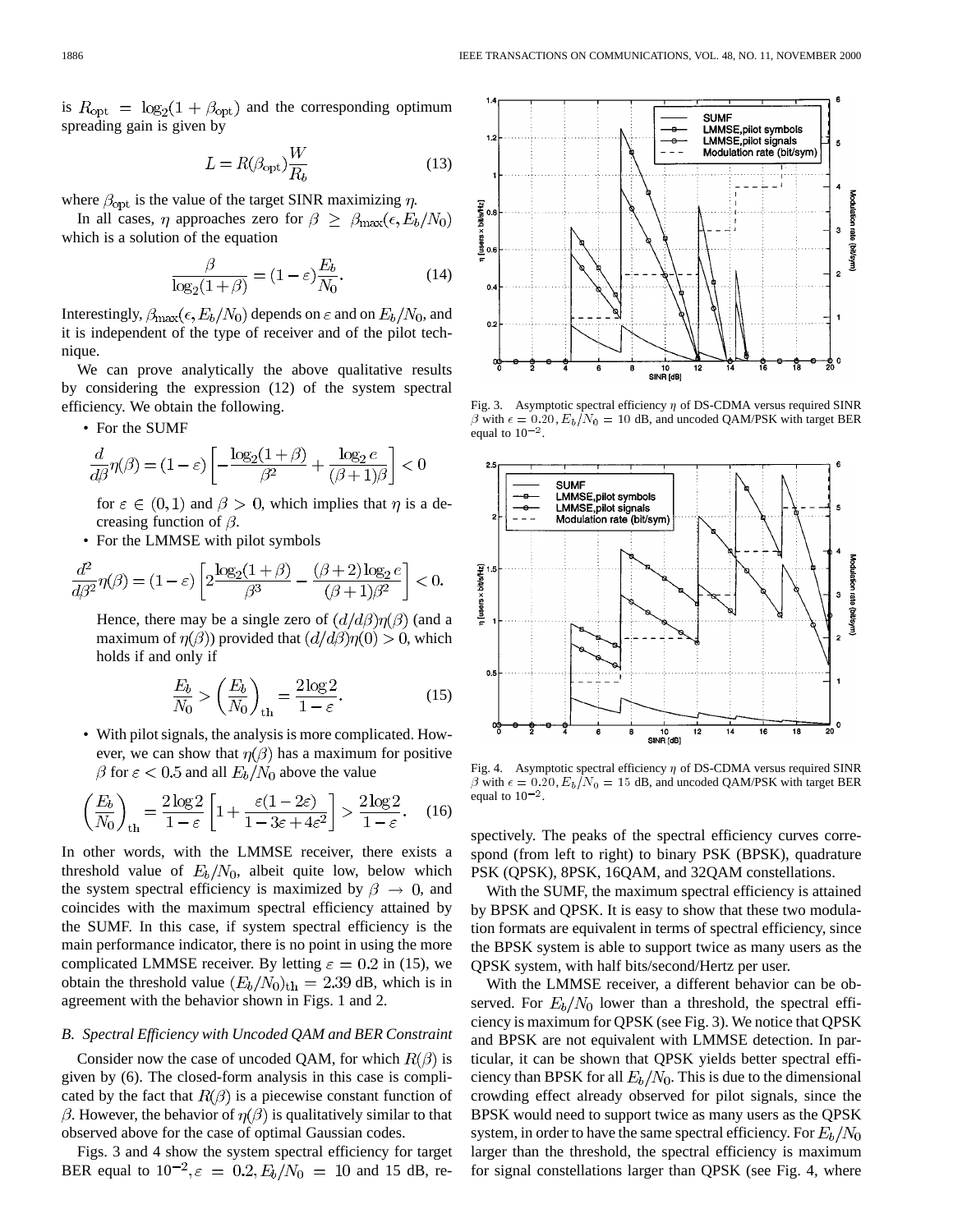is $R_{\text{opt}} = \log_2(1+\beta_{\text{opt}})$ and the corresponding optimum spreading gain is given by

$$L = R(\beta_{\text{opt}})\frac{W}{R_b} \tag{13}$$

where $\beta_{\text{opt}}$ is the value of the target SINR maximizing $\eta$.

In all cases, $\eta$ approaches zero for $\beta \geq \beta_{\max}(\epsilon, E_b/N_0)$ which is a solution of the equation

$$\frac{\beta}{\log_2(1+\beta)} = (1-\varepsilon)\frac{E_b}{N_0}. \tag{14}$$

Interestingly, $\beta_{\max}(\epsilon, E_b/N_0)$ depends on $\varepsilon$ and on $E_b/N_0$, and it is independent of the type of receiver and of the pilot technique.

We can prove analytically the above qualitative results by considering the expression (12) of the system spectral efficiency. We obtain the following.

- For the SUMF

$$\frac{d}{d\beta}\eta(\beta) = (1-\varepsilon)\left[-\frac{\log_2(1+\beta)}{\beta^2} + \frac{\log_2 e}{(\beta+1)\beta}\right] < 0$$

for $\varepsilon \in (0,1)$ and $\beta > 0$, which implies that $\eta$ is a decreasing function of $\beta$.

- For the LMMSE with pilot symbols

$$\frac{d^2}{d\beta^2}\eta(\beta) = (1-\varepsilon)\left[2\frac{\log_2(1+\beta)}{\beta^3} - \frac{(\beta+2)\log_2 e}{(\beta+1)\beta^2}\right] < 0.$$

Hence, there may be a single zero of $(d/d\beta)\eta(\beta)$ (and a maximum of $\eta(\beta)$) provided that $(d/d\beta)\eta(0) > 0$, which holds if and only if

$$\frac{E_b}{N_0} > \left(\frac{E_b}{N_0}\right)_{\text{th}} = \frac{2\log 2}{1-\varepsilon}. \tag{15}$$

- With pilot signals, the analysis is more complicated. However, we can show that $\eta(\beta)$ has a maximum for positive $\beta$ for $\varepsilon < 0.5$ and all $E_b/N_0$ above the value

$$\left(\frac{E_b}{N_0}\right)_{\text{th}} = \frac{2\log 2}{1-\varepsilon}\left[1 + \frac{\varepsilon(1-2\varepsilon)}{1-3\varepsilon+4\varepsilon^2}\right] > \frac{2\log 2}{1-\varepsilon}. \tag{16}$$

In other words, with the LMMSE receiver, there exists a threshold value of $E_b/N_0$, albeit quite low, below which the system spectral efficiency is maximized by $\beta \to 0$, and coincides with the maximum spectral efficiency attained by the SUMF. In this case, if system spectral efficiency is the main performance indicator, there is no point in using the more complicated LMMSE receiver. By letting $\varepsilon = 0.2$ in (15), we obtain the threshold value $(E_b/N_0)_{\text{th}} = 2.39$ dB, which is in agreement with the behavior shown in Figs. 1 and 2.

### B. Spectral Efficiency with Uncoded QAM and BER Constraint

Consider now the case of uncoded QAM, for which $R(\beta)$ is given by (6). The closed-form analysis in this case is complicated by the fact that $R(\beta)$ is a piecewise constant function of $\beta$. However, the behavior of $\eta(\beta)$ is qualitatively similar to that observed above for the case of optimal Gaussian codes.

Figs. 3 and 4 show the system spectral efficiency for target BER equal to $10^{-2}$, $\varepsilon = 0.2$, $E_b/N_0 = 10$ and 15 dB, respectively. The peaks of the spectral efficiency curves correspond (from left to right) to binary PSK (BPSK), quadrature PSK (QPSK), 8PSK, 16QAM, and 32QAM constellations.

Fig. 3. Asymptotic spectral efficiency $\eta$ of DS-CDMA versus required SINR $\beta$ with $\epsilon = 0.20$, $E_b/N_0 = 10$ dB, and uncoded QAM/PSK with target BER equal to $10^{-2}$.

Fig. 4. Asymptotic spectral efficiency $\eta$ of DS-CDMA versus required SINR $\beta$ with $\epsilon = 0.20$, $E_b/N_0 = 15$ dB, and uncoded QAM/PSK with target BER equal to $10^{-2}$.

With the SUMF, the maximum spectral efficiency is attained by BPSK and QPSK. It is easy to show that these two modulation formats are equivalent in terms of spectral efficiency, since the BPSK system is able to support twice as many users as the QPSK system, with half bits/second/Hertz per user.

With the LMMSE receiver, a different behavior can be observed. For $E_b/N_0$ lower than a threshold, the spectral efficiency is maximum for QPSK (see Fig. 3). We notice that QPSK and BPSK are not equivalent with LMMSE detection. In particular, it can be shown that QPSK yields better spectral efficiency than BPSK for all $E_b/N_0$. This is due to the dimensional crowding effect already observed for pilot signals, since the BPSK would need to support twice as many users as the QPSK system, in order to have the same spectral efficiency. For $E_b/N_0$ larger than the threshold, the spectral efficiency is maximum for signal constellations larger than QPSK (see Fig. 4, where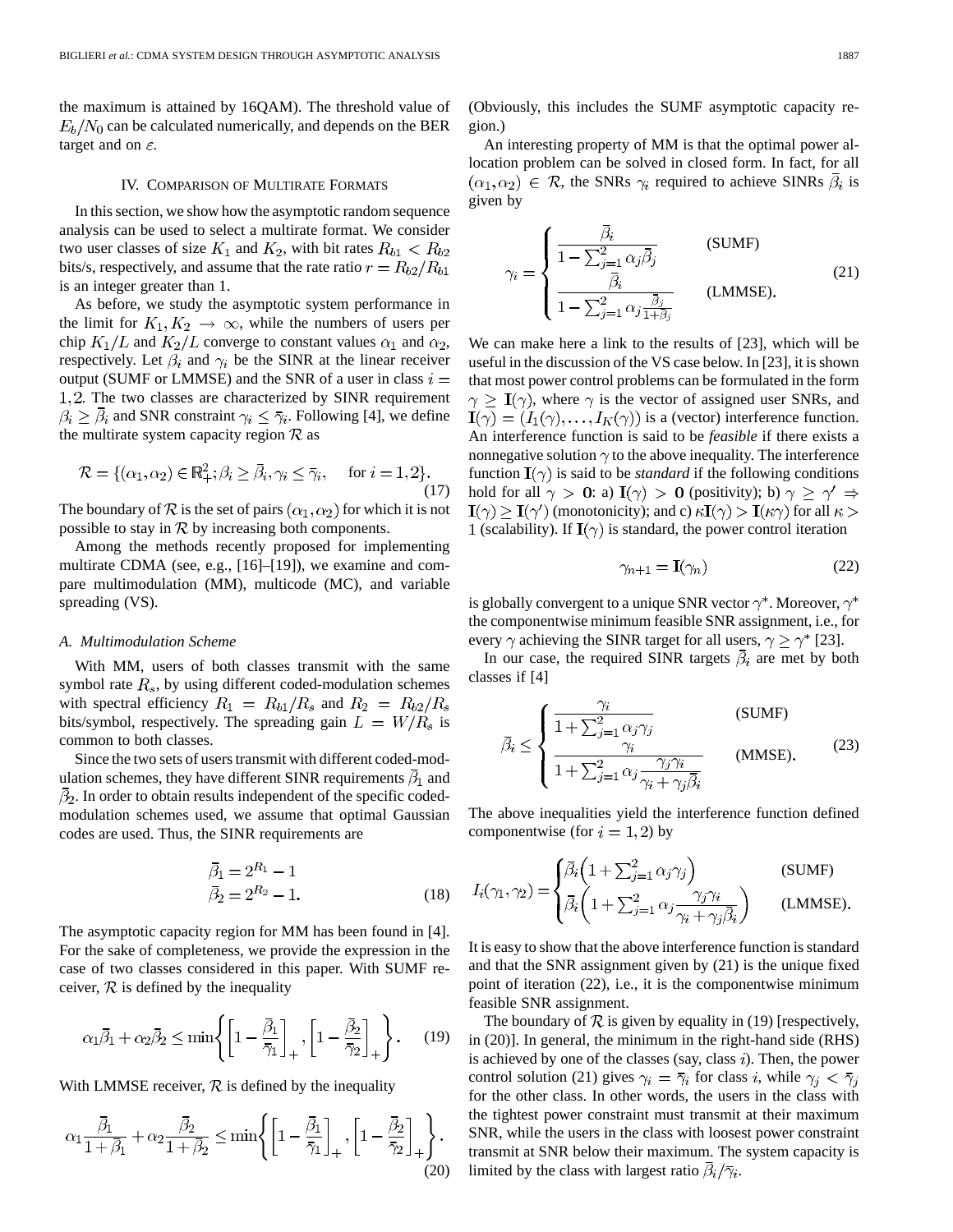the maximum is attained by 16QAM). The threshold value of $E_b/N_0$ can be calculated numerically, and depends on the BER target and on $\varepsilon$.

## IV. Comparison of Multirate Formats

In this section, we show how the asymptotic random sequence analysis can be used to select a multirate format. We consider two user classes of size $K_1$ and $K_2$, with bit rates $R_{b1} < R_{b2}$ bits/s, respectively, and assume that the rate ratio $r = R_{b2}/R_{b1}$ is an integer greater than 1.

As before, we study the asymptotic system performance in the limit for $K_1, K_2 \to \infty$, while the numbers of users per chip $K_1/L$ and $K_2/L$ converge to constant values $\alpha_1$ and $\alpha_2$, respectively. Let $\beta_i$ and $\gamma_i$ be the SINR at the linear receiver output (SUMF or LMMSE) and the SNR of a user in class $i = 1, 2$. The two classes are characterized by SINR requirement $\beta_i \geq \bar{\beta}_i$ and SNR constraint $\gamma_i \leq \bar{\gamma}_i$. Following [4], we define the multirate system capacity region $\mathcal{R}$ as

$$\mathcal{R} = \{(\alpha_1, \alpha_2) \in \mathbb{R}_+^2; \beta_i \geq \bar{\beta}_i, \gamma_i \leq \bar{\gamma}_i, \quad \text{for } i = 1, 2\}. \tag{17}$$

The boundary of $\mathcal{R}$ is the set of pairs $(\alpha_1, \alpha_2)$ for which it is not possible to stay in $\mathcal{R}$ by increasing both components.

Among the methods recently proposed for implementing multirate CDMA (see, e.g., [16]–[19]), we examine and compare multimodulation (MM), multicode (MC), and variable spreading (VS).

### A. Multimodulation Scheme

With MM, users of both classes transmit with the same symbol rate $R_s$, by using different coded-modulation schemes with spectral efficiency $R_1 = R_{b1}/R_s$ and $R_2 = R_{b2}/R_s$ bits/symbol, respectively. The spreading gain $L = W/R_s$ is common to both classes.

Since the two sets of users transmit with different coded-modulation schemes, they have different SINR requirements $\bar{\beta}_1$ and $\bar{\beta}_2$. In order to obtain results independent of the specific coded-modulation schemes used, we assume that optimal Gaussian codes are used. Thus, the SINR requirements are

$$\begin{aligned} \bar{\beta}_1 &= 2^{R_1} - 1 \\ \bar{\beta}_2 &= 2^{R_2} - 1. \end{aligned} \tag{18}$$

The asymptotic capacity region for MM has been found in [4]. For the sake of completeness, we provide the expression in the case of two classes considered in this paper. With SUMF receiver, $\mathcal{R}$ is defined by the inequality

$$\alpha_1 \bar{\beta}_1 + \alpha_2 \bar{\beta}_2 \leq \min\left\{ \left[1 - \frac{\bar{\beta}_1}{\bar{\gamma}_1}\right]_+, \left[1 - \frac{\bar{\beta}_2}{\bar{\gamma}_2}\right]_+ \right\}. \tag{19}$$

With LMMSE receiver, $\mathcal{R}$ is defined by the inequality

$$\alpha_1 \frac{\bar{\beta}_1}{1 + \bar{\beta}_1} + \alpha_2 \frac{\bar{\beta}_2}{1 + \bar{\beta}_2} \leq \min\left\{ \left[1 - \frac{\bar{\beta}_1}{\bar{\gamma}_1}\right]_+, \left[1 - \frac{\bar{\beta}_2}{\bar{\gamma}_2}\right]_+ \right\}. \tag{20}$$

(Obviously, this includes the SUMF asymptotic capacity region.)

An interesting property of MM is that the optimal power allocation problem can be solved in closed form. In fact, for all $(\alpha_1, \alpha_2) \in \mathcal{R}$, the SNRs $\gamma_i$ required to achieve SINRs $\bar{\beta}_i$ is given by

$$\gamma_i = \begin{cases} \dfrac{\bar{\beta}_i}{1 - \sum_{j=1}^2 \alpha_j \bar{\beta}_j} & \text{(SUMF)} \\[2ex] \dfrac{\bar{\beta}_i}{1 - \sum_{j=1}^2 \alpha_j \frac{\bar{\beta}_j}{1 + \bar{\beta}_j}} & \text{(LMMSE).} \end{cases} \tag{21}$$

We can make here a link to the results of [23], which will be useful in the discussion of the VS case below. In [23], it is shown that most power control problems can be formulated in the form $\gamma \geq \mathbf{I}(\gamma)$, where $\gamma$ is the vector of assigned user SNRs, and $\mathbf{I}(\gamma) = (I_1(\gamma), \ldots, I_K(\gamma))$ is a (vector) interference function. An interference function is said to be *feasible* if there exists a nonnegative solution $\gamma$ to the above inequality. The interference function $\mathbf{I}(\gamma)$ is said to be *standard* if the following conditions hold for all $\gamma > \mathbf{0}$: a) $\mathbf{I}(\gamma) > \mathbf{0}$ (positivity); b) $\gamma \geq \gamma' \Rightarrow \mathbf{I}(\gamma) \geq \mathbf{I}(\gamma')$ (monotonicity); and c) $\kappa \mathbf{I}(\gamma) > \mathbf{I}(\kappa \gamma)$ for all $\kappa > 1$ (scalability). If $\mathbf{I}(\gamma)$ is standard, the power control iteration

$$\gamma_{n+1} = \mathbf{I}(\gamma_n) \tag{22}$$

is globally convergent to a unique SNR vector $\gamma^*$. Moreover, $\gamma^*$ the componentwise minimum feasible SNR assignment, i.e., for every $\gamma$ achieving the SINR target for all users, $\gamma \geq \gamma^*$ [23].

In our case, the required SINR targets $\bar{\beta}_i$ are met by both classes if [4]

$$\bar{\beta}_i \leq \begin{cases} \dfrac{\gamma_i}{1 + \sum_{j=1}^2 \alpha_j \gamma_j} & \text{(SUMF)} \\[2ex] \dfrac{\gamma_i}{1 + \sum_{j=1}^2 \alpha_j \dfrac{\gamma_j \gamma_i}{\gamma_i + \gamma_j \bar{\beta}_i}} & \text{(MMSE).} \end{cases} \tag{23}$$

The above inequalities yield the interference function defined componentwise (for $i = 1, 2$) by

$$I_i(\gamma_1, \gamma_2) = \begin{cases} \bar{\beta}_i \left(1 + \sum_{j=1}^2 \alpha_j \gamma_j\right) & \text{(SUMF)} \\[1ex] \bar{\beta}_i \left(1 + \sum_{j=1}^2 \alpha_j \dfrac{\gamma_j \gamma_i}{\gamma_i + \gamma_j \bar{\beta}_i}\right) & \text{(LMMSE).} \end{cases}$$

It is easy to show that the above interference function is standard and that the SNR assignment given by (21) is the unique fixed point of iteration (22), i.e., it is the componentwise minimum feasible SNR assignment.

The boundary of $\mathcal{R}$ is given by equality in (19) [respectively, in (20)]. In general, the minimum in the right-hand side (RHS) is achieved by one of the classes (say, class $i$). Then, the power control solution (21) gives $\gamma_i = \bar{\gamma}_i$ for class $i$, while $\gamma_j < \bar{\gamma}_j$ for the other class. In other words, the users in the class with the tightest power constraint must transmit at their maximum SNR, while the users in the class with loosest power constraint transmit at SNR below their maximum. The system capacity is limited by the class with largest ratio $\bar{\beta}_i/\bar{\gamma}_i$.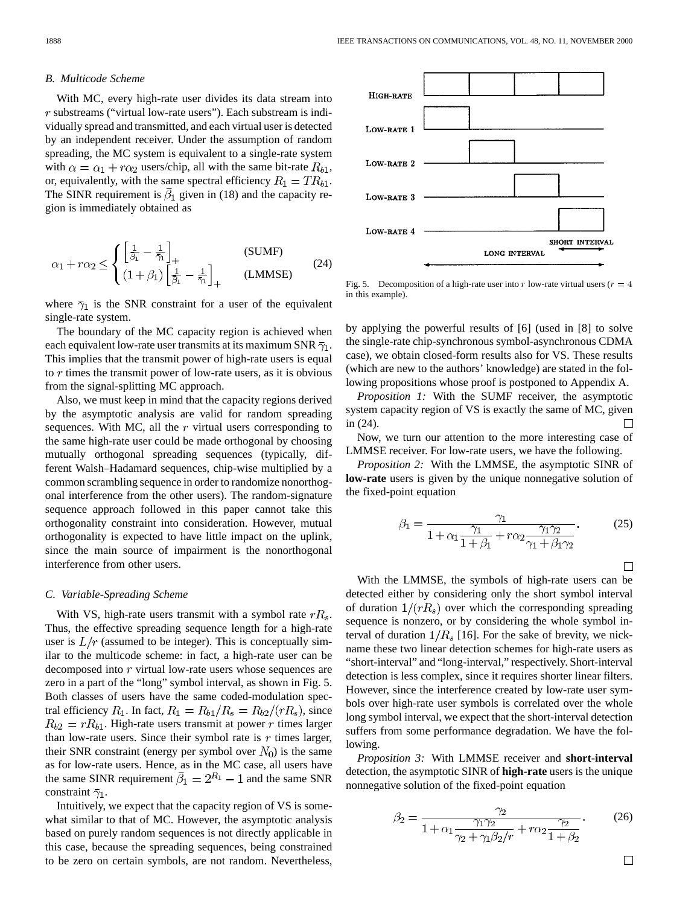## B. Multicode Scheme

With MC, every high-rate user divides its data stream into $r$ substreams ("virtual low-rate users"). Each substream is individually spread and transmitted, and each virtual user is detected by an independent receiver. Under the assumption of random spreading, the MC system is equivalent to a single-rate system with $\alpha = \alpha_1 + r\alpha_2$ users/chip, all with the same bit-rate $R_{b1}$, or, equivalently, with the same spectral efficiency $R_1 = TR_{b1}$. The SINR requirement is $\bar{\beta}_1$ given in (18) and the capacity region is immediately obtained as

$$\alpha_1 + r\alpha_2 \leq \begin{cases} \left[\frac{1}{\bar{\beta}_1} - \frac{1}{\bar{\gamma}_1}\right]_+ & \text{(SUMF)} \\ (1+\bar{\beta}_1)\left[\frac{1}{\bar{\beta}_1} - \frac{1}{\bar{\gamma}_1}\right]_+ & \text{(LMMSE)} \end{cases} \tag{24}$$

where $\bar{\gamma}_1$ is the SNR constraint for a user of the equivalent single-rate system.

The boundary of the MC capacity region is achieved when each equivalent low-rate user transmits at its maximum SNR $\bar{\gamma}_1$. This implies that the transmit power of high-rate users is equal to $r$ times the transmit power of low-rate users, as it is obvious from the signal-splitting MC approach.

Also, we must keep in mind that the capacity regions derived by the asymptotic analysis are valid for random spreading sequences. With MC, all the $r$ virtual users corresponding to the same high-rate user could be made orthogonal by choosing mutually orthogonal spreading sequences (typically, different Walsh–Hadamard sequences, chip-wise multiplied by a common scrambling sequence in order to randomize nonorthogonal interference from the other users). The random-signature sequence approach followed in this paper cannot take this orthogonality constraint into consideration. However, mutual orthogonality is expected to have little impact on the uplink, since the main source of impairment is the nonorthogonal interference from other users.

## C. Variable-Spreading Scheme

With VS, high-rate users transmit with a symbol rate $rR_s$. Thus, the effective spreading sequence length for a high-rate user is $L/r$ (assumed to be integer). This is conceptually similar to the multicode scheme: in fact, a high-rate user can be decomposed into $r$ virtual low-rate users whose sequences are zero in a part of the "long" symbol interval, as shown in Fig. 5. Both classes of users have the same coded-modulation spectral efficiency $R_1$. In fact, $R_1 = R_{b1}/R_s = R_{b2}/(rR_s)$, since $R_{b2} = rR_{b1}$. High-rate users transmit at power $r$ times larger than low-rate users. Since their symbol rate is $r$ times larger, their SNR constraint (energy per symbol over $N_0$) is the same as for low-rate users. Hence, as in the MC case, all users have the same SINR requirement $\bar{\beta}_1 = 2^{R_1} - 1$ and the same SNR constraint $\bar{\gamma}_1$.

Intuitively, we expect that the capacity region of VS is somewhat similar to that of MC. However, the asymptotic analysis based on purely random sequences is not directly applicable in this case, because the spreading sequences, being constrained to be zero on certain symbols, are not random. Nevertheless, by applying the powerful results of [6] (used in [8] to solve the single-rate chip-synchronous symbol-asynchronous CDMA case), we obtain closed-form results also for VS. These results (which are new to the authors' knowledge) are stated in the following propositions whose proof is postponed to Appendix A.

HIGH-RATE / LOW-RATE 1 / LOW-RATE 2 / LOW-RATE 3 / LOW-RATE 4 / SHORT INTERVAL / LONG INTERVAL

Fig. 5. Decomposition of a high-rate user into $r$ low-rate virtual users ($r = 4$ in this example).

*Proposition 1:* With the SUMF receiver, the asymptotic system capacity region of VS is exactly the same of MC, given in (24). □

Now, we turn our attention to the more interesting case of LMMSE receiver. For low-rate users, we have the following.

*Proposition 2:* With the LMMSE, the asymptotic SINR of **low-rate** users is given by the unique nonnegative solution of the fixed-point equation

$$\beta_1 = \frac{\gamma_1}{1 + \alpha_1 \dfrac{\gamma_1}{1+\beta_1} + r\alpha_2 \dfrac{\gamma_1\gamma_2}{\gamma_1 + \beta_1\gamma_2}}. \tag{25}$$

□

With the LMMSE, the symbols of high-rate users can be detected either by considering only the short symbol interval of duration $1/(rR_s)$ over which the corresponding spreading sequence is nonzero, or by considering the whole symbol interval of duration $1/R_s$ [16]. For the sake of brevity, we nickname these two linear detection schemes for high-rate users as "short-interval" and "long-interval," respectively. Short-interval detection is less complex, since it requires shorter linear filters. However, since the interference created by low-rate user symbols over high-rate user symbols is correlated over the whole long symbol interval, we expect that the short-interval detection suffers from some performance degradation. We have the following.

*Proposition 3:* With LMMSE receiver and **short-interval** detection, the asymptotic SINR of **high-rate** users is the unique nonnegative solution of the fixed-point equation

$$\beta_2 = \frac{\gamma_2}{1 + \alpha_1 \dfrac{\gamma_1\gamma_2}{\gamma_2 + \gamma_1\beta_2/r} + r\alpha_2 \dfrac{\gamma_2}{1+\beta_2}}. \tag{26}$$

□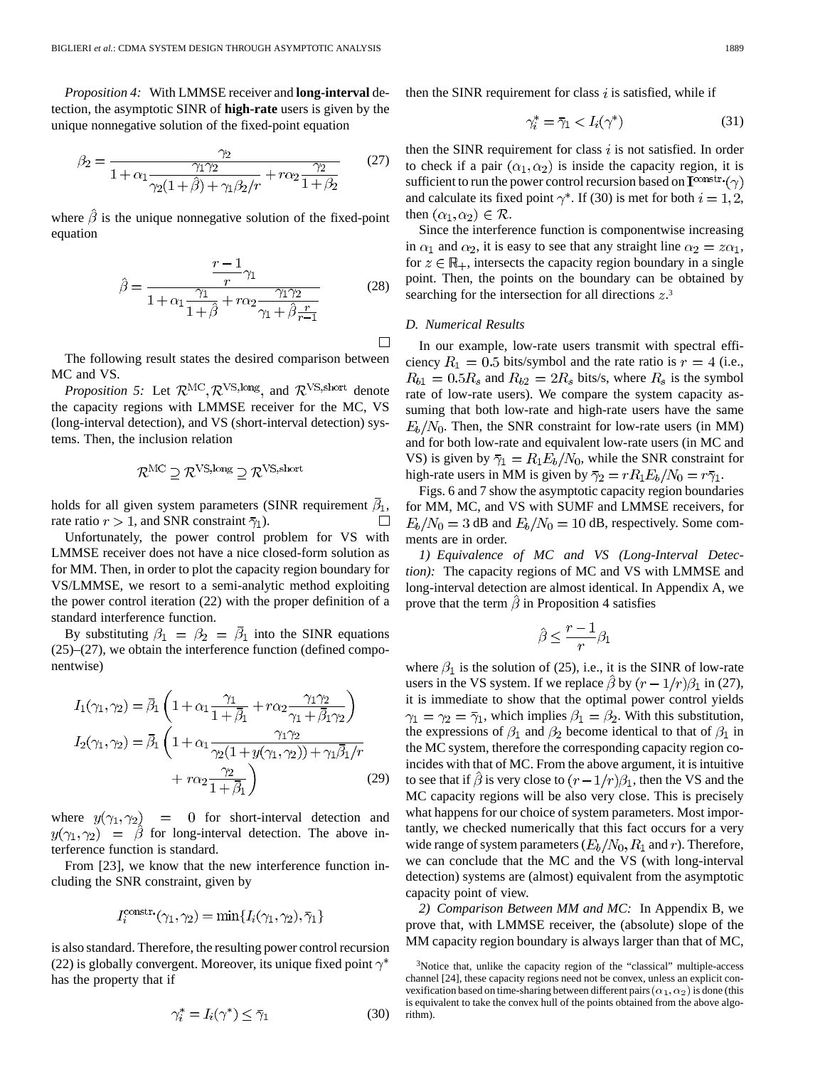*Proposition 4:* With LMMSE receiver and **long-interval** detection, the asymptotic SINR of **high-rate** users is given by the unique nonnegative solution of the fixed-point equation

$$\beta_2 = \frac{\gamma_2}{1 + \alpha_1 \dfrac{\gamma_1\gamma_2}{\gamma_2(1+\hat{\beta}) + \gamma_1\beta_2/r} + r\alpha_2 \dfrac{\gamma_2}{1+\beta_2}} \tag{27}$$

where $\hat{\beta}$ is the unique nonnegative solution of the fixed-point equation

$$\hat{\beta} = \frac{\dfrac{r-1}{r}\gamma_1}{1 + \alpha_1 \dfrac{\gamma_1}{1+\hat{\beta}} + r\alpha_2 \dfrac{\gamma_1\gamma_2}{\gamma_1 + \hat{\beta}\frac{r}{r-1}}} \tag{28}$$

□

The following result states the desired comparison between MC and VS.

*Proposition 5:* Let $\mathcal{R}^{\rm MC}, \mathcal{R}^{\rm VS,long}$, and $\mathcal{R}^{\rm VS,short}$ denote the capacity regions with LMMSE receiver for the MC, VS (long-interval detection), and VS (short-interval detection) systems. Then, the inclusion relation

$$\mathcal{R}^{\rm MC} \supseteq \mathcal{R}^{\rm VS,long} \supseteq \mathcal{R}^{\rm VS,short}$$

holds for all given system parameters (SINR requirement $\bar{\beta}_1$, rate ratio $r > 1$, and SNR constraint $\bar{\gamma}_1$). □

Unfortunately, the power control problem for VS with LMMSE receiver does not have a nice closed-form solution as for MM. Then, in order to plot the capacity region boundary for VS/LMMSE, we resort to a semi-analytic method exploiting the power control iteration (22) with the proper definition of a standard interference function.

By substituting $\beta_1 = \beta_2 = \bar{\beta}_1$ into the SINR equations (25)–(27), we obtain the interference function (defined componentwise)

$$\begin{aligned} I_1(\gamma_1,\gamma_2) &= \bar{\beta}_1\left(1 + \alpha_1\frac{\gamma_1}{1+\bar{\beta}_1} + r\alpha_2\frac{\gamma_1\gamma_2}{\gamma_1+\bar{\beta}_1\gamma_2}\right)\\ I_2(\gamma_1,\gamma_2) &= \bar{\beta}_1\left(1 + \alpha_1\frac{\gamma_1\gamma_2}{\gamma_2(1+y(\gamma_1,\gamma_2))+\gamma_1\bar{\beta}_1/r}\right.\\ &\qquad\left. + r\alpha_2\frac{\gamma_2}{1+\bar{\beta}_1}\right) \end{aligned} \tag{29}$$

where $y(\gamma_1,\gamma_2) = 0$ for short-interval detection and $y(\gamma_1,\gamma_2) = \hat{\beta}$ for long-interval detection. The above interference function is standard.

From [23], we know that the new interference function including the SNR constraint, given by

$$I_i^{\rm constr.}(\gamma_1,\gamma_2) = \min\{I_i(\gamma_1,\gamma_2), \bar{\gamma}_1\}$$

is also standard. Therefore, the resulting power control recursion (22) is globally convergent. Moreover, its unique fixed point $\gamma^*$ has the property that if

$$\gamma_i^* = I_i(\gamma^*) \le \bar{\gamma}_1 \tag{30}$$

then the SINR requirement for class $i$ is satisfied, while if

$$\gamma_i^* = \bar{\gamma}_1 < I_i(\gamma^*) \tag{31}$$

then the SINR requirement for class $i$ is not satisfied. In order to check if a pair $(\alpha_1, \alpha_2)$ is inside the capacity region, it is sufficient to run the power control recursion based on $\mathbf{I}^{\rm constr.}(\gamma)$ and calculate its fixed point $\gamma^*$. If (30) is met for both $i = 1, 2$, then $(\alpha_1,\alpha_2) \in \mathcal{R}$.

Since the interference function is componentwise increasing in $\alpha_1$ and $\alpha_2$, it is easy to see that any straight line $\alpha_2 = z\alpha_1$, for $z \in \mathbb{R}_+$, intersects the capacity region boundary in a single point. Then, the points on the boundary can be obtained by searching for the intersection for all directions $z$.[3]

### D. Numerical Results

In our example, low-rate users transmit with spectral efficiency $R_1 = 0.5$ bits/symbol and the rate ratio is $r = 4$ (i.e., $R_{b1} = 0.5R_s$ and $R_{b2} = 2R_s$ bits/s, where $R_s$ is the symbol rate of low-rate users). We compare the system capacity assuming that both low-rate and high-rate users have the same $E_b/N_0$. Then, the SNR constraint for low-rate users (in MM) and for both low-rate and equivalent low-rate users (in MC and VS) is given by $\bar{\gamma}_1 = R_1 E_b/N_0$, while the SNR constraint for high-rate users in MM is given by $\bar{\gamma}_2 = rR_1E_b/N_0 = r\bar{\gamma}_1$.

Figs. 6 and 7 show the asymptotic capacity region boundaries for MM, MC, and VS with SUMF and LMMSE receivers, for $E_b/N_0 = 3$ dB and $E_b/N_0 = 10$ dB, respectively. Some comments are in order.

*1) Equivalence of MC and VS (Long-Interval Detection):* The capacity regions of MC and VS with LMMSE and long-interval detection are almost identical. In Appendix A, we prove that the term $\hat{\beta}$ in Proposition 4 satisfies

$$\hat{\beta} \le \frac{r-1}{r}\beta_1$$

where $\beta_1$ is the solution of (25), i.e., it is the SINR of low-rate users in the VS system. If we replace $\hat{\beta}$ by $(r - 1/r)\beta_1$ in (27), it is immediate to show that the optimal power control yields $\gamma_1 = \gamma_2 = \bar{\gamma}_1$, which implies $\beta_1 = \beta_2$. With this substitution, the expressions of $\beta_1$ and $\beta_2$ become identical to that of $\beta_1$ in the MC system, therefore the corresponding capacity region coincides with that of MC. From the above argument, it is intuitive to see that if $\hat{\beta}$ is very close to $(r-1/r)\beta_1$, then the VS and the MC capacity regions will be also very close. This is precisely what happens for our choice of system parameters. Most importantly, we checked numerically that this fact occurs for a very wide range of system parameters ($E_b/N_0, R_1$ and $r$). Therefore, we can conclude that the MC and the VS (with long-interval detection) systems are (almost) equivalent from the asymptotic capacity point of view.

*2) Comparison Between MM and MC:* In Appendix B, we prove that, with LMMSE receiver, the (absolute) slope of the MM capacity region boundary is always larger than that of MC,

[3]Notice that, unlike the capacity region of the "classical" multiple-access channel [24], these capacity regions need not be convex, unless an explicit convexification based on time-sharing between different pairs $(\alpha_1, \alpha_2)$ is done (this is equivalent to take the convex hull of the points obtained from the above algorithm).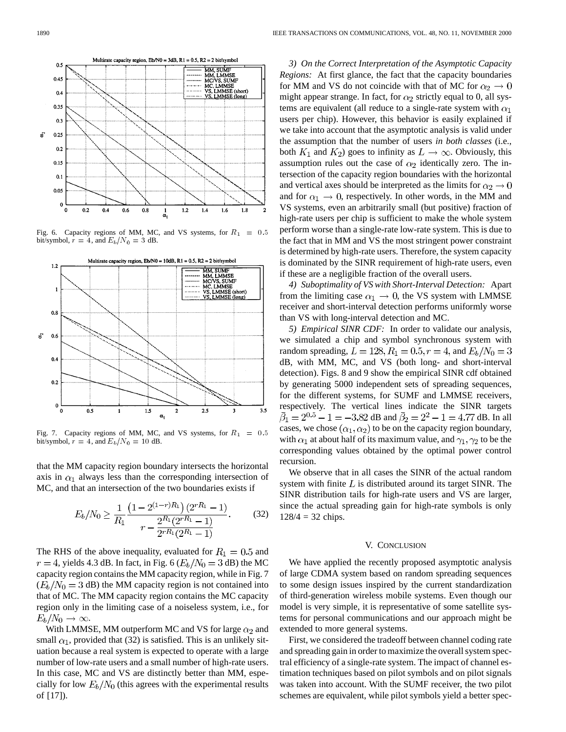Fig. 6. Capacity regions of MM, MC, and VS systems, for $R_1 = 0.5$ bit/symbol, $r = 4$, and $E_b/N_0 = 3$ dB.

Fig. 7. Capacity regions of MM, MC, and VS systems, for $R_1 = 0.5$ bit/symbol, $r = 4$, and $E_b/N_0 = 10$ dB.

that the MM capacity region boundary intersects the horizontal axis in $\alpha_1$ always less than the corresponding intersection of MC, and that an intersection of the two boundaries exists if

$$E_b/N_0 \geq \frac{1}{R_1} \frac{\left(1 - 2^{(1-r)R_1}\right)\left(2^{rR_1} - 1\right)}{r - \frac{2^{R_1}(2^{rR_1} - 1)}{2^{rR_1}(2^{R_1} - 1)}}. \tag{32}$$

The RHS of the above inequality, evaluated for $R_1 = 0.5$ and $r = 4$, yields 4.3 dB. In fact, in Fig. 6 ($E_b/N_0 = 3$ dB) the MC capacity region contains the MM capacity region, while in Fig. 7 ($E_b/N_0 = 3$ dB) the MM capacity region is not contained into that of MC. The MM capacity region contains the MC capacity region only in the limiting case of a noiseless system, i.e., for $E_b/N_0 \to \infty$.

With LMMSE, MM outperform MC and VS for large $\alpha_2$ and small $\alpha_1$, provided that (32) is satisfied. This is an unlikely situation because a real system is expected to operate with a large number of low-rate users and a small number of high-rate users. In this case, MC and VS are distinctly better than MM, especially for low $E_b/N_0$ (this agrees with the experimental results of [17]).

*3) On the Correct Interpretation of the Asymptotic Capacity Regions:* At first glance, the fact that the capacity boundaries for MM and VS do not coincide with that of MC for $\alpha_2 \to 0$ might appear strange. In fact, for $\alpha_2$ strictly equal to 0, all systems are equivalent (all reduce to a single-rate system with $\alpha_1$ users per chip). However, this behavior is easily explained if we take into account that the asymptotic analysis is valid under the assumption that the number of users *in both classes* (i.e., both $K_1$ and $K_2$) goes to infinity as $L \to \infty$. Obviously, this assumption rules out the case of $\alpha_2$ identically zero. The intersection of the capacity region boundaries with the horizontal and vertical axes should be interpreted as the limits for $\alpha_2 \to 0$ and for $\alpha_1 \to 0$, respectively. In other words, in the MM and VS systems, even an arbitrarily small (but positive) fraction of high-rate users per chip is sufficient to make the whole system perform worse than a single-rate low-rate system. This is due to the fact that in MM and VS the most stringent power constraint is determined by high-rate users. Therefore, the system capacity is dominated by the SINR requirement of high-rate users, even if these are a negligible fraction of the overall users.

*4) Suboptimality of VS with Short-Interval Detection:* Apart from the limiting case $\alpha_1 \to 0$, the VS system with LMMSE receiver and short-interval detection performs uniformly worse than VS with long-interval detection and MC.

*5) Empirical SINR CDF:* In order to validate our analysis, we simulated a chip and symbol synchronous system with random spreading, $L = 128, R_1 = 0.5, r = 4$, and $E_b/N_0 = 3$ dB, with MM, MC, and VS (both long- and short-interval detection). Figs. 8 and 9 show the empirical SINR cdf obtained by generating 5000 independent sets of spreading sequences, for the different systems, for SUMF and LMMSE receivers, respectively. The vertical lines indicate the SINR targets $\bar{\beta}_1 = 2^{0.5} - 1 = -3.82$ dB and $\bar{\beta}_2 = 2^2 - 1 = 4.77$ dB. In all cases, we chose $(\alpha_1, \alpha_2)$ to be on the capacity region boundary, with $\alpha_1$ at about half of its maximum value, and $\gamma_1, \gamma_2$ to be the corresponding values obtained by the optimal power control recursion.

We observe that in all cases the SINR of the actual random system with finite $L$ is distributed around its target SINR. The SINR distribution tails for high-rate users and VS are larger, since the actual spreading gain for high-rate symbols is only 128/4 = 32 chips.

## V. Conclusion

We have applied the recently proposed asymptotic analysis of large CDMA system based on random spreading sequences to some design issues inspired by the current standardization of third-generation wireless mobile systems. Even though our model is very simple, it is representative of some satellite systems for personal communications and our approach might be extended to more general systems.

First, we considered the tradeoff between channel coding rate and spreading gain in order to maximize the overall system spectral efficiency of a single-rate system. The impact of channel estimation techniques based on pilot symbols and on pilot signals was taken into account. With the SUMF receiver, the two pilot schemes are equivalent, while pilot symbols yield a better spec-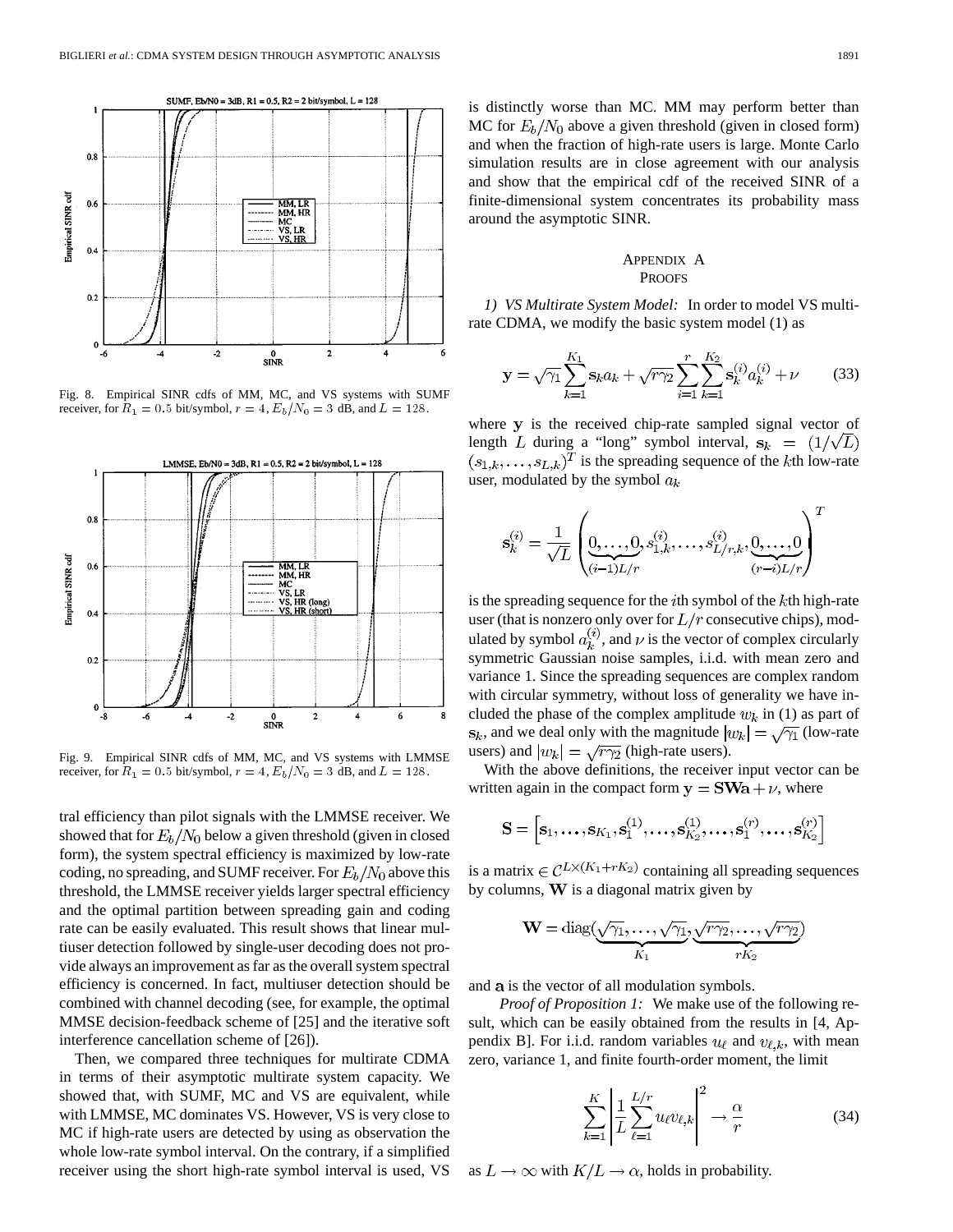Fig. 8. Empirical SINR cdfs of MM, MC, and VS systems with SUMF receiver, for $R_1 = 0.5$ bit/symbol, $r = 4$, $E_b/N_0 = 3$ dB, and $L = 128$.

Fig. 9. Empirical SINR cdfs of MM, MC, and VS systems with LMMSE receiver, for $R_1 = 0.5$ bit/symbol, $r = 4$, $E_b/N_0 = 3$ dB, and $L = 128$.

tral efficiency than pilot signals with the LMMSE receiver. We showed that for $E_b/N_0$ below a given threshold (given in closed form), the system spectral efficiency is maximized by low-rate coding, no spreading, and SUMF receiver. For $E_b/N_0$ above this threshold, the LMMSE receiver yields larger spectral efficiency and the optimal partition between spreading gain and coding rate can be easily evaluated. This result shows that linear multiuser detection followed by single-user decoding does not provide always an improvement as far as the overall system spectral efficiency is concerned. In fact, multiuser detection should be combined with channel decoding (see, for example, the optimal MMSE decision-feedback scheme of [25] and the iterative soft interference cancellation scheme of [26]).

Then, we compared three techniques for multirate CDMA in terms of their asymptotic multirate system capacity. We showed that, with SUMF, MC and VS are equivalent, while with LMMSE, MC dominates VS. However, VS is very close to MC if high-rate users are detected by using as observation the whole low-rate symbol interval. On the contrary, if a simplified receiver using the short high-rate symbol interval is used, VS is distinctly worse than MC. MM may perform better than MC for $E_b/N_0$ above a given threshold (given in closed form) and when the fraction of high-rate users is large. Monte Carlo simulation results are in close agreement with our analysis and show that the empirical cdf of the received SINR of a finite-dimensional system concentrates its probability mass around the asymptotic SINR.

## Appendix A
## Proofs

*1) VS Multirate System Model:* In order to model VS multirate CDMA, we modify the basic system model (1) as

$$\mathbf{y} = \sqrt{\gamma_1}\sum_{k=1}^{K_1}\mathbf{s}_k a_k + \sqrt{r\gamma_2}\sum_{i=1}^{r}\sum_{k=1}^{K_2}\mathbf{s}_k^{(i)}a_k^{(i)} + \nu \tag{33}$$

where $\mathbf{y}$ is the received chip-rate sampled signal vector of length $L$ during a "long" symbol interval, $\mathbf{s}_k = (1/\sqrt{L})(s_{1,k},\ldots,s_{L,k})^T$ is the spreading sequence of the $k$th low-rate user, modulated by the symbol $a_k$

$$\mathbf{s}_k^{(i)} = \frac{1}{\sqrt{L}}\left(\underbrace{0,\ldots,0}_{(i-1)L/r}, s_{1,k}^{(i)},\ldots,s_{L/r,k}^{(i)},\underbrace{0,\ldots,0}_{(r-i)L/r}\right)^T$$

is the spreading sequence for the $i$th symbol of the $k$th high-rate user (that is nonzero only over for $L/r$ consecutive chips), modulated by symbol $a_k^{(i)}$, and $\nu$ is the vector of complex circularly symmetric Gaussian noise samples, i.i.d. with mean zero and variance 1. Since the spreading sequences are complex random with circular symmetry, without loss of generality we have included the phase of the complex amplitude $w_k$ in (1) as part of $\mathbf{s}_k$, and we deal only with the magnitude $|w_k| = \sqrt{\gamma_1}$ (low-rate users) and $|w_k| = \sqrt{r\gamma_2}$ (high-rate users).

With the above definitions, the receiver input vector can be written again in the compact form $\mathbf{y} = \mathbf{SWa} + \nu$, where

$$\mathbf{S} = \left[\mathbf{s}_1,\ldots,\mathbf{s}_{K_1},\mathbf{s}_1^{(1)},\ldots,\mathbf{s}_{K_2}^{(1)},\ldots,\mathbf{s}_1^{(r)},\ldots,\mathbf{s}_{K_2}^{(r)}\right]$$

is a matrix $\in \mathcal{C}^{L\times(K_1+rK_2)}$ containing all spreading sequences by columns, $\mathbf{W}$ is a diagonal matrix given by

$$\mathbf{W} = \mathrm{diag}(\underbrace{\sqrt{\gamma_1},\ldots,\sqrt{\gamma_1}}_{K_1},\underbrace{\sqrt{r\gamma_2},\ldots,\sqrt{r\gamma_2}}_{rK_2})$$

and $\mathbf{a}$ is the vector of all modulation symbols.

*Proof of Proposition 1:* We make use of the following result, which can be easily obtained from the results in [4, Appendix B]. For i.i.d. random variables $u_\ell$ and $v_{\ell,k}$, with mean zero, variance 1, and finite fourth-order moment, the limit

$$\sum_{k=1}^{K}\left|\frac{1}{L}\sum_{\ell=1}^{L/r}u_\ell v_{\ell,k}\right|^2 \to \frac{\alpha}{r} \tag{34}$$

as $L \to \infty$ with $K/L \to \alpha$, holds in probability.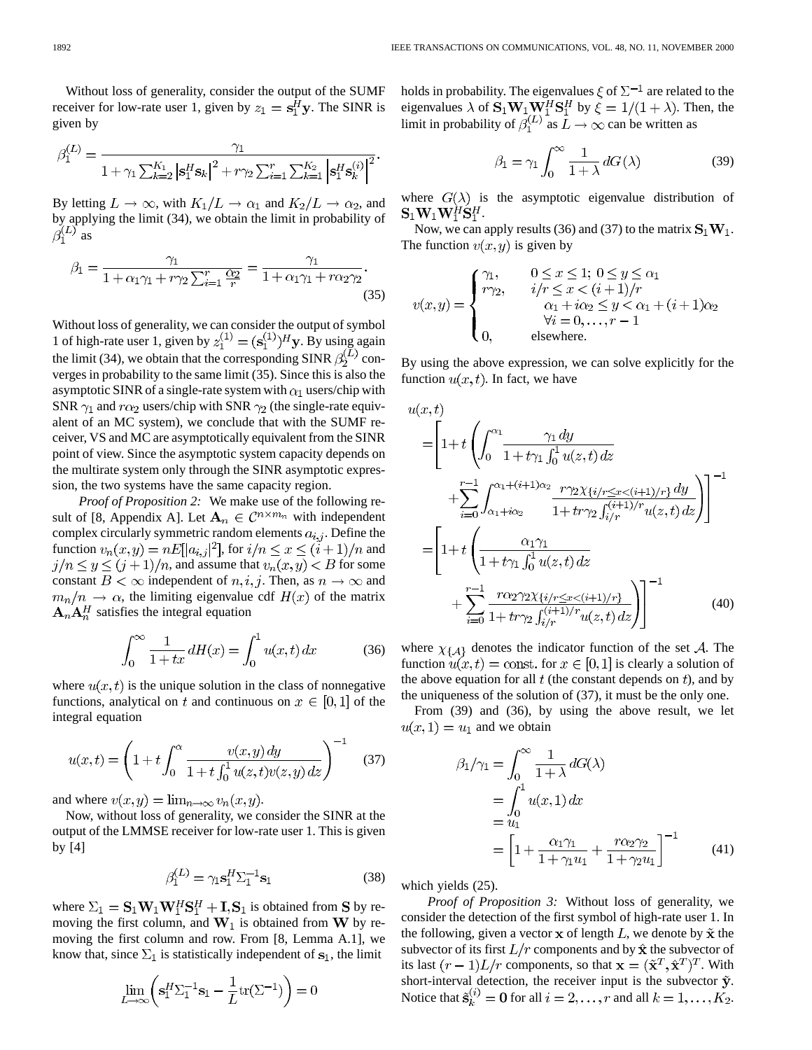Without loss of generality, consider the output of the SUMF receiver for low-rate user 1, given by $z_1 = \mathbf{s}_1^H \mathbf{y}$. The SINR is given by

$$\beta_1^{(L)} = \frac{\gamma_1}{1 + \gamma_1 \sum_{k=2}^{K_1} \left| \mathbf{s}_1^H \mathbf{s}_k \right|^2 + r\gamma_2 \sum_{i=1}^{r} \sum_{k=1}^{K_2} \left| \mathbf{s}_1^H \mathbf{s}_k^{(i)} \right|^2}.$$

By letting $L \to \infty$, with $K_1/L \to \alpha_1$ and $K_2/L \to \alpha_2$, and by applying the limit (34), we obtain the limit in probability of $\beta_1^{(L)}$ as

$$\beta_1 = \frac{\gamma_1}{1 + \alpha_1\gamma_1 + r\gamma_2 \sum_{i=1}^{r} \frac{\alpha_2}{r}} = \frac{\gamma_1}{1 + \alpha_1\gamma_1 + r\alpha_2\gamma_2}. \tag{35}$$

Without loss of generality, we can consider the output of symbol 1 of high-rate user 1, given by $z_1^{(1)} = (\mathbf{s}_1^{(1)})^H \mathbf{y}$. By using again the limit (34), we obtain that the corresponding SINR $\beta_2^{(L)}$ converges in probability to the same limit (35). Since this is also the asymptotic SINR of a single-rate system with $\alpha_1$ users/chip with SNR $\gamma_1$ and $r\alpha_2$ users/chip with SNR $\gamma_2$ (the single-rate equivalent of an MC system), we conclude that with the SUMF receiver, VS and MC are asymptotically equivalent from the SINR point of view. Since the asymptotic system capacity depends on the multirate system only through the SINR asymptotic expression, the two systems have the same capacity region.

*Proof of Proposition 2:* We make use of the following result of [8, Appendix A]. Let $\mathbf{A}_n \in \mathcal{C}^{n \times m_n}$ with independent complex circularly symmetric random elements $a_{i,j}$. Define the function $v_n(x, y) = nE[|a_{i,j}|^2]$, for $i/n \le x \le (i+1)/n$ and $j/n \le y \le (j+1)/n$, and assume that $v_n(x, y) < B$ for some constant $B < \infty$ independent of $n, i, j$. Then, as $n \to \infty$ and $m_n/n \to \alpha$, the limiting eigenvalue cdf $H(x)$ of the matrix $\mathbf{A}_n \mathbf{A}_n^H$ satisfies the integral equation

$$\int_0^\infty \frac{1}{1 + tx}\, dH(x) = \int_0^1 u(x, t)\, dx \tag{36}$$

where $u(x, t)$ is the unique solution in the class of nonnegative functions, analytical on $t$ and continuous on $x \in [0, 1]$ of the integral equation

$$u(x, t) = \left(1 + t \int_0^\alpha \frac{v(x, y)\, dy}{1 + t \int_0^1 u(z, t) v(z, y)\, dz}\right)^{-1} \tag{37}$$

and where $v(x, y) = \lim_{n \to \infty} v_n(x, y)$.

Now, without loss of generality, we consider the SINR at the output of the LMMSE receiver for low-rate user 1. This is given by [4]

$$\beta_1^{(L)} = \gamma_1 \mathbf{s}_1^H \Sigma_1^{-1} \mathbf{s}_1 \tag{38}$$

where $\Sigma_1 = \mathbf{S}_1 \mathbf{W}_1 \mathbf{W}_1^H \mathbf{S}_1^H + \mathbf{I}, \mathbf{S}_1$ is obtained from $\mathbf{S}$ by removing the first column, and $\mathbf{W}_1$ is obtained from $\mathbf{W}$ by removing the first column and row. From [8, Lemma A.1], we know that, since $\Sigma_1$ is statistically independent of $\mathbf{s}_1$, the limit

$$\lim_{L \to \infty} \left( \mathbf{s}_1^H \Sigma_1^{-1} \mathbf{s}_1 - \frac{1}{L} \mathrm{tr}(\Sigma^{-1}) \right) = 0$$

holds in probability. The eigenvalues $\xi$ of $\Sigma^{-1}$ are related to the eigenvalues $\lambda$ of $\mathbf{S}_1 \mathbf{W}_1 \mathbf{W}_1^H \mathbf{S}_1^H$ by $\xi = 1/(1 + \lambda)$. Then, the limit in probability of $\beta_1^{(L)}$ as $L \to \infty$ can be written as

$$\beta_1 = \gamma_1 \int_0^\infty \frac{1}{1 + \lambda}\, dG(\lambda) \tag{39}$$

where $G(\lambda)$ is the asymptotic eigenvalue distribution of $\mathbf{S}_1 \mathbf{W}_1 \mathbf{W}_1^H \mathbf{S}_1^H$.

Now, we can apply results (36) and (37) to the matrix $\mathbf{S}_1 \mathbf{W}_1$. The function $v(x, y)$ is given by

$$v(x, y) = \begin{cases} \gamma_1, & 0 \le x \le 1;\ 0 \le y \le \alpha_1 \\ r\gamma_2, & i/r \le x < (i+1)/r \\ & \quad \alpha_1 + i\alpha_2 \le y < \alpha_1 + (i+1)\alpha_2 \\ & \quad \forall i = 0, \ldots, r-1 \\ 0, & \text{elsewhere.} \end{cases}$$

By using the above expression, we can solve explicitly for the function $u(x, t)$. In fact, we have

$$\begin{aligned} u(x, t) &= \left[ 1 + t \left( \int_0^{\alpha_1} \frac{\gamma_1\, dy}{1 + t\gamma_1 \int_0^1 u(z, t)\, dz} \right.\right. \\ &\quad \left.\left. + \sum_{i=0}^{r-1} \int_{\alpha_1 + i\alpha_2}^{\alpha_1 + (i+1)\alpha_2} \frac{r\gamma_2 \chi_{\{i/r \le x < (i+1)/r\}}\, dy}{1 + tr\gamma_2 \int_{i/r}^{(i+1)/r} u(z, t)\, dz} \right) \right]^{-1} \\ &= \left[ 1 + t \left( \frac{\alpha_1\gamma_1}{1 + t\gamma_1 \int_0^1 u(z, t)\, dz} \right.\right. \\ &\quad \left.\left. + \sum_{i=0}^{r-1} \frac{r\alpha_2\gamma_2 \chi_{\{i/r \le x < (i+1)/r\}}}{1 + tr\gamma_2 \int_{i/r}^{(i+1)/r} u(z, t)\, dz} \right) \right]^{-1} \end{aligned} \tag{40}$$

where $\chi_{\{\mathcal{A}\}}$ denotes the indicator function of the set $\mathcal{A}$. The function $u(x, t) = \text{const.}$ for $x \in [0, 1]$ is clearly a solution of the above equation for all $t$ (the constant depends on $t$), and by the uniqueness of the solution of (37), it must be the only one.

From (39) and (36), by using the above result, we let $u(x, 1) = u_1$ and we obtain

$$\begin{aligned} \beta_1/\gamma_1 &= \int_0^\infty \frac{1}{1 + \lambda}\, dG(\lambda) \\ &= \int_0^1 u(x, 1)\, dx \\ &= u_1 \\ &= \left[ 1 + \frac{\alpha_1\gamma_1}{1 + \gamma_1 u_1} + \frac{r\alpha_2\gamma_2}{1 + \gamma_2 u_1} \right]^{-1} \end{aligned} \tag{41}$$

which yields (25).

*Proof of Proposition 3:* Without loss of generality, we consider the detection of the first symbol of high-rate user 1. In the following, given a vector $\mathbf{x}$ of length $L$, we denote by $\tilde{\mathbf{x}}$ the subvector of its first $L/r$ components and by $\hat{\mathbf{x}}$ the subvector of its last $(r-1)L/r$ components, so that $\mathbf{x} = (\tilde{\mathbf{x}}^T, \hat{\mathbf{x}}^T)^T$. With short-interval detection, the receiver input is the subvector $\tilde{\mathbf{y}}$. Notice that $\tilde{\mathbf{s}}_k^{(i)} = \mathbf{0}$ for all $i = 2, \ldots, r$ and all $k = 1, \ldots, K_2$.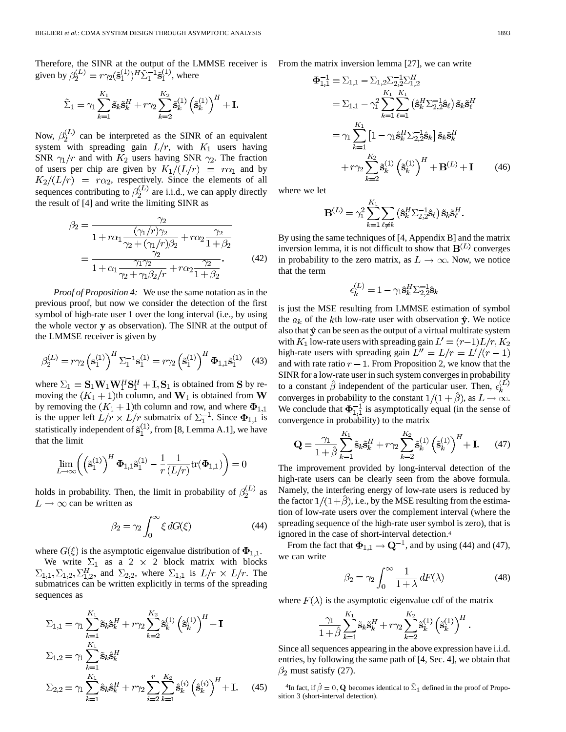Therefore, the SINR at the output of the LMMSE receiver is given by $\beta_2^{(L)} = r\gamma_2 (\tilde{\mathbf{s}}_1^{(1)})^H \tilde{\Sigma}_1^{-1} \tilde{\mathbf{s}}_1^{(1)}$, where

$$\tilde{\Sigma}_1 = \gamma_1 \sum_{k=1}^{K_1} \tilde{\mathbf{s}}_k \tilde{\mathbf{s}}_k^H + r\gamma_2 \sum_{k=2}^{K_2} \tilde{\mathbf{s}}_k^{(1)} \left(\tilde{\mathbf{s}}_k^{(1)}\right)^H + \mathbf{I}.$$

Now, $\beta_2^{(L)}$ can be interpreted as the SINR of an equivalent system with spreading gain $L/r$, with $K_1$ users having SNR $\gamma_1/r$ and with $K_2$ users having SNR $\gamma_2$. The fraction of users per chip are given by $K_1/(L/r) = r\alpha_1$ and by $K_2/(L/r) = r\alpha_2$, respectively. Since the elements of all sequences contributing to $\beta_2^{(L)}$ are i.i.d., we can apply directly the result of [4] and write the limiting SINR as

$$\begin{aligned} \beta_2 &= \frac{\gamma_2}{1 + r\alpha_1 \dfrac{(\gamma_1/r)\gamma_2}{\gamma_2 + (\gamma_1/r)\beta_2} + r\alpha_2 \dfrac{\gamma_2}{1+\beta_2}} \\ &= \frac{\gamma_2}{1 + \alpha_1 \dfrac{\gamma_1\gamma_2}{\gamma_2 + \gamma_1\beta_2/r} + r\alpha_2 \dfrac{\gamma_2}{1+\beta_2}}. \end{aligned} \tag{42}$$

*Proof of Proposition 4:* We use the same notation as in the previous proof, but now we consider the detection of the first symbol of high-rate user 1 over the long interval (i.e., by using the whole vector $\mathbf{y}$ as observation). The SINR at the output of the LMMSE receiver is given by

$$\beta_2^{(L)} = r\gamma_2 \left(\mathbf{s}_1^{(1)}\right)^H \Sigma_1^{-1} \mathbf{s}_1^{(1)} = r\gamma_2 \left(\tilde{\mathbf{s}}_1^{(1)}\right)^H \Phi_{1,1} \tilde{\mathbf{s}}_1^{(1)} \tag{43}$$

where $\Sigma_1 = \mathbf{S}_1\mathbf{W}_1\mathbf{W}_1^H\mathbf{S}_1^H + \mathbf{I}, \mathbf{S}_1$ is obtained from $\mathbf{S}$ by removing the $(K_1+1)$th column, and $\mathbf{W}_1$ is obtained from $\mathbf{W}$ by removing the $(K_1+1)$th column and row, and where $\Phi_{1,1}$ is the upper left $L/r \times L/r$ submatrix of $\Sigma_1^{-1}$. Since $\Phi_{1,1}$ is statistically independent of $\tilde{\mathbf{s}}_1^{(1)}$, from [8, Lemma A.1], we have that the limit

$$\lim_{L\to\infty} \left( \left(\tilde{\mathbf{s}}_1^{(1)}\right)^H \Phi_{1,1} \tilde{\mathbf{s}}_1^{(1)} - \frac{1}{r} \frac{1}{(L/r)} \mathrm{tr}(\Phi_{1,1}) \right) = 0$$

holds in probability. Then, the limit in probability of $\beta_2^{(L)}$ as $L \to \infty$ can be written as

$$\beta_2 = \gamma_2 \int_0^\infty \xi \, dG(\xi) \tag{44}$$

where $G(\xi)$ is the asymptotic eigenvalue distribution of $\Phi_{1,1}$.

We write $\Sigma_1$ as a $2 \times 2$ block matrix with blocks $\Sigma_{1,1}, \Sigma_{1,2}, \Sigma_{1,2}^H$, and $\Sigma_{2,2}$, where $\Sigma_{1,1}$ is $L/r \times L/r$. The submatrices can be written explicitly in terms of the spreading sequences as

$$\begin{aligned} \Sigma_{1,1} &= \gamma_1 \sum_{k=1}^{K_1} \tilde{\mathbf{s}}_k \tilde{\mathbf{s}}_k^H + r\gamma_2 \sum_{k=2}^{K_2} \tilde{\mathbf{s}}_k^{(1)} \left(\tilde{\mathbf{s}}_k^{(1)}\right)^H + \mathbf{I} \\ \Sigma_{1,2} &= \gamma_1 \sum_{k=1}^{K_1} \tilde{\mathbf{s}}_k \hat{\mathbf{s}}_k^H \\ \Sigma_{2,2} &= \gamma_1 \sum_{k=1}^{K_1} \hat{\mathbf{s}}_k \hat{\mathbf{s}}_k^H + r\gamma_2 \sum_{i=2}^{r} \sum_{k=1}^{K_2} \tilde{\mathbf{s}}_k^{(i)} \left(\tilde{\mathbf{s}}_k^{(i)}\right)^H + \mathbf{I}. \end{aligned} \tag{45}$$

From the matrix inversion lemma [27], we can write

$$\begin{aligned} \Phi_{1,1}^{-1} &= \Sigma_{1,1} - \Sigma_{1,2}\Sigma_{2,2}^{-1}\Sigma_{1,2}^H \\ &= \Sigma_{1,1} - \gamma_1^2 \sum_{k=1}^{K_1} \sum_{\ell=1}^{K_1} \left(\hat{\mathbf{s}}_k^H \Sigma_{2,2}^{-1} \hat{\mathbf{s}}_\ell\right) \tilde{\mathbf{s}}_k \tilde{\mathbf{s}}_\ell^H \\ &= \gamma_1 \sum_{k=1}^{K_1} \left[1 - \gamma_1 \hat{\mathbf{s}}_k^H \Sigma_{2,2}^{-1} \hat{\mathbf{s}}_k\right] \tilde{\mathbf{s}}_k \tilde{\mathbf{s}}_k^H \\ &\quad + r\gamma_2 \sum_{k=2}^{K_2} \tilde{\mathbf{s}}_k^{(1)} \left(\tilde{\mathbf{s}}_k^{(1)}\right)^H + \mathbf{B}^{(L)} + \mathbf{I} \end{aligned} \tag{46}$$

where we let

$$\mathbf{B}^{(L)} = \gamma_1^2 \sum_{k=1}^{K_1} \sum_{\ell \neq k} \left(\hat{\mathbf{s}}_k^H \Sigma_{2,2}^{-1} \hat{\mathbf{s}}_\ell\right) \tilde{\mathbf{s}}_k \tilde{\mathbf{s}}_\ell^H.$$

By using the same techniques of [4, Appendix B] and the matrix inversion lemma, it is not difficult to show that $\mathbf{B}^{(L)}$ converges in probability to the zero matrix, as $L \to \infty$. Now, we notice that the term

$$\epsilon_k^{(L)} = 1 - \gamma_1 \hat{\mathbf{s}}_k^H \Sigma_{2,2}^{-1} \hat{\mathbf{s}}_k$$

is just the MSE resulting from LMMSE estimation of symbol the $a_k$ of the $k$th low-rate user with observation $\hat{\mathbf{y}}$. We notice also that $\hat{\mathbf{y}}$ can be seen as the output of a virtual multirate system with $K_1$ low-rate users with spreading gain $L' = (r-1)L/r$, $K_2$ high-rate users with spreading gain $L'' = L/r = L'/(r-1)$ and with rate ratio $r-1$. From Proposition 2, we know that the SINR for a low-rate user in such system converges in probability to a constant $\hat{\beta}$ independent of the particular user. Then, $\epsilon_k^{(L)}$ converges in probability to the constant $1/(1+\hat{\beta})$, as $L \to \infty$. We conclude that $\Phi_{1,1}^{-1}$ is asymptotically equal (in the sense of convergence in probability) to the matrix

$$\mathbf{Q} = \frac{\gamma_1}{1+\hat{\beta}} \sum_{k=1}^{K_1} \tilde{\mathbf{s}}_k \tilde{\mathbf{s}}_k^H + r\gamma_2 \sum_{k=2}^{K_2} \tilde{\mathbf{s}}_k^{(1)} \left(\tilde{\mathbf{s}}_k^{(1)}\right)^H + \mathbf{I}. \tag{47}$$

The improvement provided by long-interval detection of the high-rate users can be clearly seen from the above formula. Namely, the interfering energy of low-rate users is reduced by the factor $1/(1+\hat{\beta})$, i.e., by the MSE resulting from the estimation of low-rate users over the complement interval (where the spreading sequence of the high-rate user symbol is zero), that is ignored in the case of short-interval detection.[4]

From the fact that $\Phi_{1,1} \to \mathbf{Q}^{-1}$, and by using (44) and (47), we can write

$$\beta_2 = \gamma_2 \int_0^\infty \frac{1}{1+\lambda} \, dF(\lambda) \tag{48}$$

where $F(\lambda)$ is the asymptotic eigenvalue cdf of the matrix

$$\frac{\gamma_1}{1+\hat{\beta}} \sum_{k=1}^{K_1} \tilde{\mathbf{s}}_k \tilde{\mathbf{s}}_k^H + r\gamma_2 \sum_{k=2}^{K_2} \tilde{\mathbf{s}}_k^{(1)} \left(\tilde{\mathbf{s}}_k^{(1)}\right)^H.$$

Since all sequences appearing in the above expression have i.i.d. entries, by following the same path of [4, Sec. 4], we obtain that $\beta_2$ must satisfy (27).

[4] In fact, if $\hat{\beta} = 0$, $\mathbf{Q}$ becomes identical to $\tilde{\Sigma}_1$ defined in the proof of Proposition 3 (short-interval detection).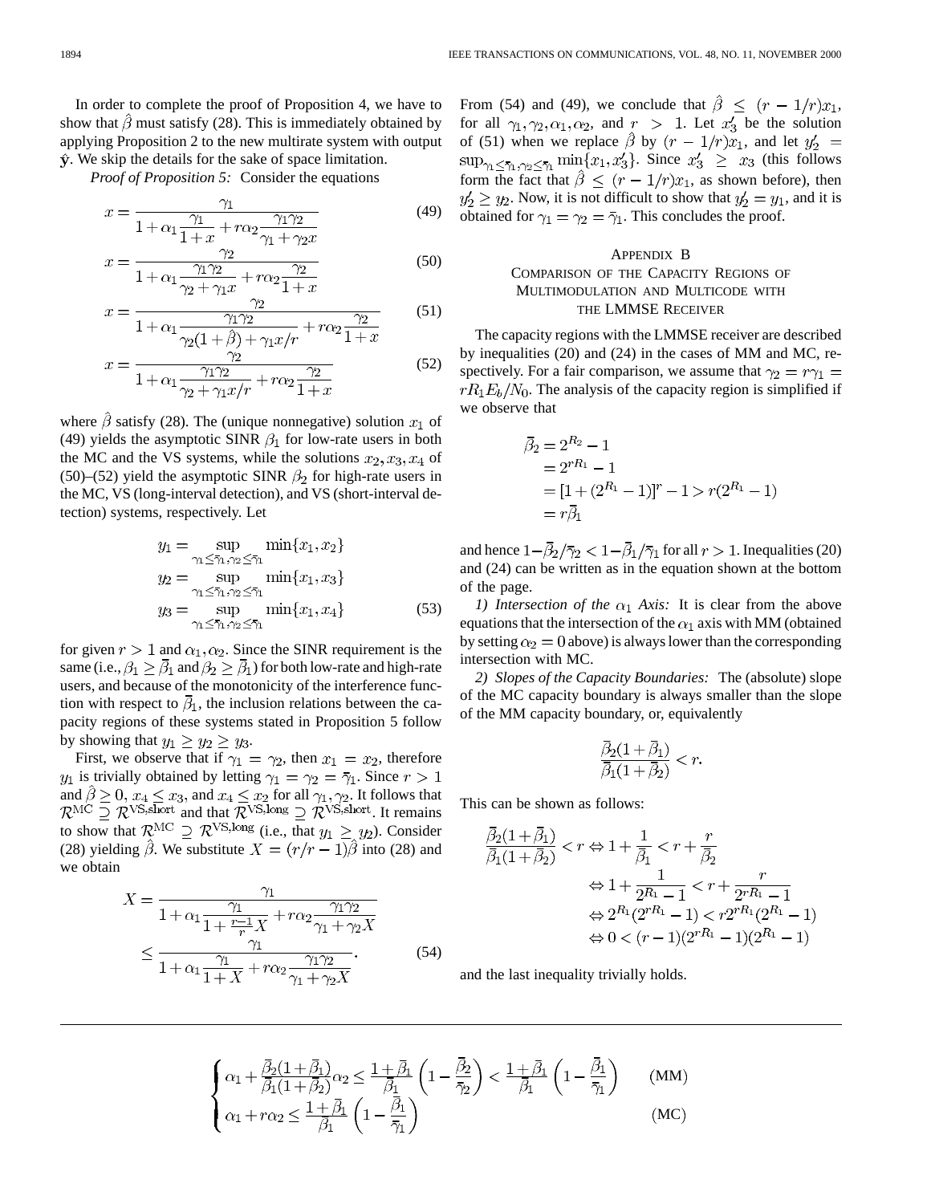In order to complete the proof of Proposition 4, we have to show that $\hat{\beta}$ must satisfy (28). This is immediately obtained by applying Proposition 2 to the new multirate system with output $\hat{\mathbf{y}}$. We skip the details for the sake of space limitation.

*Proof of Proposition 5:* Consider the equations

$$x = \frac{\gamma_1}{1 + \alpha_1 \frac{\gamma_1}{1+x} + r\alpha_2 \frac{\gamma_1 \gamma_2}{\gamma_1 + \gamma_2 x}} \tag{49}$$

$$x = \frac{\gamma_2}{1 + \alpha_1 \frac{\gamma_1 \gamma_2}{\gamma_2 + \gamma_1 x} + r\alpha_2 \frac{\gamma_2}{1+x}} \tag{50}$$

$$x = \frac{\gamma_2}{1 + \alpha_1 \frac{\gamma_1 \gamma_2}{\gamma_2(1+\hat{\beta}) + \gamma_1 x/r} + r\alpha_2 \frac{\gamma_2}{1+x}} \tag{51}$$

$$x = \frac{\gamma_2}{1 + \alpha_1 \frac{\gamma_1 \gamma_2}{\gamma_2 + \gamma_1 x/r} + r\alpha_2 \frac{\gamma_2}{1+x}} \tag{52}$$

where $\hat{\beta}$ satisfy (28). The (unique nonnegative) solution $x_1$ of (49) yields the asymptotic SINR $\beta_1$ for low-rate users in both the MC and the VS systems, while the solutions $x_2, x_3, x_4$ of (50)–(52) yield the asymptotic SINR $\beta_2$ for high-rate users in the MC, VS (long-interval detection), and VS (short-interval detection) systems, respectively. Let

$$\begin{aligned}
y_1 &= \sup_{\gamma_1 \leq \bar{\gamma}_1, \gamma_2 \leq \bar{\gamma}_1} \min\{x_1, x_2\} \\
y_2 &= \sup_{\gamma_1 \leq \bar{\gamma}_1, \gamma_2 \leq \bar{\gamma}_1} \min\{x_1, x_3\} \\
y_3 &= \sup_{\gamma_1 \leq \bar{\gamma}_1, \gamma_2 \leq \bar{\gamma}_1} \min\{x_1, x_4\}
\end{aligned} \tag{53}$$

for given $r > 1$ and $\alpha_1, \alpha_2$. Since the SINR requirement is the same (i.e., $\beta_1 \geq \bar{\beta}_1$ and $\beta_2 \geq \bar{\beta}_1$) for both low-rate and high-rate users, and because of the monotonicity of the interference function with respect to $\bar{\beta}_1$, the inclusion relations between the capacity regions of these systems stated in Proposition 5 follow by showing that $y_1 \geq y_2 \geq y_3$.

First, we observe that if $\gamma_1 = \gamma_2$, then $x_1 = x_2$, therefore $y_1$ is trivially obtained by letting $\gamma_1 = \gamma_2 = \bar{\gamma}_1$. Since $r > 1$ and $\hat{\beta} \geq 0$, $x_4 \leq x_3$, and $x_4 \leq x_2$ for all $\gamma_1, \gamma_2$. It follows that $\mathcal{R}^{\text{MC}} \supseteq \mathcal{R}^{\text{VS,short}}$ and that $\mathcal{R}^{\text{VS,long}} \supseteq \mathcal{R}^{\text{VS,short}}$. It remains to show that $\mathcal{R}^{\text{MC}} \supseteq \mathcal{R}^{\text{VS,long}}$ (i.e., that $y_1 \geq y_2$). Consider (28) yielding $\hat{\beta}$. We substitute $X = (r/r-1)\hat{\beta}$ into (28) and we obtain

$$\begin{aligned}
X &= \frac{\gamma_1}{1 + \alpha_1 \frac{\gamma_1}{1 + \frac{r-1}{r} X} + r\alpha_2 \frac{\gamma_1 \gamma_2}{\gamma_1 + \gamma_2 X}} \\
&\leq \frac{\gamma_1}{1 + \alpha_1 \frac{\gamma_1}{1+X} + r\alpha_2 \frac{\gamma_1 \gamma_2}{\gamma_1 + \gamma_2 X}}.
\end{aligned} \tag{54}$$

From (54) and (49), we conclude that $\hat{\beta} \leq (r - 1/r)x_1$, for all $\gamma_1, \gamma_2, \alpha_1, \alpha_2$, and $r > 1$. Let $x_3'$ be the solution of (51) when we replace $\hat{\beta}$ by $(r - 1/r)x_1$, and let $y_2' = \sup_{\gamma_1 \leq \bar{\gamma}_1, \gamma_2 \leq \bar{\gamma}_1} \min\{x_1, x_3'\}$. Since $x_3' \geq x_3$ (this follows form the fact that $\hat{\beta} \leq (r - 1/r)x_1$, as shown before), then $y_2' \geq y_2$. Now, it is not difficult to show that $y_2' = y_1$, and it is obtained for $\gamma_1 = \gamma_2 = \bar{\gamma}_1$. This concludes the proof.

## Appendix B
## Comparison of the Capacity Regions of Multimodulation and Multicode with the LMMSE Receiver

The capacity regions with the LMMSE receiver are described by inequalities (20) and (24) in the cases of MM and MC, respectively. For a fair comparison, we assume that $\gamma_2 = r\gamma_1 = rR_1 E_b/N_0$. The analysis of the capacity region is simplified if we observe that

$$\begin{aligned}
\bar{\beta}_2 &= 2^{R_2} - 1 \\
&= 2^{rR_1} - 1 \\
&= [1 + (2^{R_1} - 1)]^r - 1 > r(2^{R_1} - 1) \\
&= r\bar{\beta}_1
\end{aligned}$$

and hence $1 - \bar{\beta}_2/\bar{\gamma}_2 < 1 - \bar{\beta}_1/\bar{\gamma}_1$ for all $r > 1$. Inequalities (20) and (24) can be written as in the equation shown at the bottom of the page.

*1) Intersection of the $\alpha_1$ Axis:* It is clear from the above equations that the intersection of the $\alpha_1$ axis with MM (obtained by setting $\alpha_2 = 0$ above) is always lower than the corresponding intersection with MC.

*2) Slopes of the Capacity Boundaries:* The (absolute) slope of the MC capacity boundary is always smaller than the slope of the MM capacity boundary, or, equivalently

$$\frac{\bar{\beta}_2(1 + \bar{\beta}_1)}{\bar{\beta}_1(1 + \bar{\beta}_2)} < r.$$

This can be shown as follows:

$$\begin{aligned}
\frac{\bar{\beta}_2(1 + \bar{\beta}_1)}{\bar{\beta}_1(1 + \bar{\beta}_2)} < r &\Leftrightarrow 1 + \frac{1}{\bar{\beta}_1} < r + \frac{r}{\bar{\beta}_2} \\
&\Leftrightarrow 1 + \frac{1}{2^{R_1} - 1} < r + \frac{r}{2^{rR_1} - 1} \\
&\Leftrightarrow 2^{R_1}(2^{rR_1} - 1) < r2^{rR_1}(2^{R_1} - 1) \\
&\Leftrightarrow 0 < (r-1)(2^{rR_1} - 1)(2^{R_1} - 1)
\end{aligned}$$

and the last inequality trivially holds.

$$\begin{cases}
\alpha_1 + \frac{\bar{\beta}_2(1 + \bar{\beta}_1)}{\bar{\beta}_1(1 + \bar{\beta}_2)} \alpha_2 \leq \frac{1 + \bar{\beta}_1}{\bar{\beta}_1} \left(1 - \frac{\bar{\beta}_2}{\bar{\gamma}_2}\right) < \frac{1 + \bar{\beta}_1}{\bar{\beta}_1} \left(1 - \frac{\bar{\beta}_1}{\bar{\gamma}_1}\right) & \text{(MM)} \\
\alpha_1 + r\alpha_2 \leq \frac{1 + \bar{\beta}_1}{\bar{\beta}_1} \left(1 - \frac{\bar{\beta}_1}{\bar{\gamma}_1}\right) & \text{(MC)}
\end{cases}$$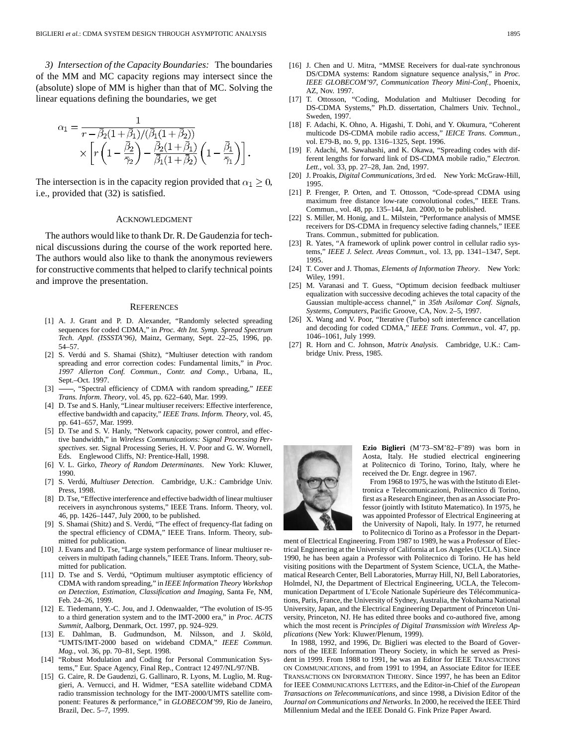*3) Intersection of the Capacity Boundaries:* The boundaries of the MM and MC capacity regions may intersect since the (absolute) slope of MM is higher than that of MC. Solving the linear equations defining the boundaries, we get

$$\alpha_1 = \frac{1}{r - \bar{\beta}_2(1+\bar{\beta}_1)/(\bar{\beta}_1(1+\bar{\beta}_2))} \times \left[ r\left(1 - \frac{\bar{\beta}_2}{\bar{\gamma}_2}\right) - \frac{\bar{\beta}_2(1+\bar{\beta}_1)}{\bar{\beta}_1(1+\bar{\beta}_2)}\left(1 - \frac{\bar{\beta}_1}{\bar{\gamma}_1}\right)\right].$$

The intersection is in the capacity region provided that $\alpha_1 \geq 0$, i.e., provided that (32) is satisfied.

## Acknowledgment

The authors would like to thank Dr. R. De Gaudenzia for technical discussions during the course of the work reported here. The authors would also like to thank the anonymous reviewers for constructive comments that helped to clarify technical points and improve the presentation.

## References

[1] A. J. Grant and P. D. Alexander, "Randomly selected spreading sequences for coded CDMA," in *Proc. 4th Int. Symp. Spread Spectrum Tech. Appl. (ISSSTA'96)*, Mainz, Germany, Sept. 22–25, 1996, pp. 54–57.

[2] S. Verdú and S. Shamai (Shitz), "Multiuser detection with random spreading and error correction codes: Fundamental limits," in *Proc. 1997 Allerton Conf. Commun., Contr. and Comp.*, Urbana, IL, Sept.–Oct. 1997.

[3] ——, "Spectral efficiency of CDMA with random spreading," *IEEE Trans. Inform. Theory*, vol. 45, pp. 622–640, Mar. 1999.

[4] D. Tse and S. Hanly, "Linear multiuser receivers: Effective interference, effective bandwidth and capacity," *IEEE Trans. Inform. Theory*, vol. 45, pp. 641–657, Mar. 1999.

[5] D. Tse and S. V. Hanly, "Network capacity, power control, and effective bandwidth," in *Wireless Communications: Signal Processing Perspectives*. ser. Signal Processing Series, H. V. Poor and G. W. Wornell, Eds. Englewood Cliffs, NJ: Prentice-Hall, 1998.

[6] V. L. Girko, *Theory of Random Determinants*. New York: Kluwer, 1990.

[7] S. Verdú, *Multiuser Detection*. Cambridge, U.K.: Cambridge Univ. Press, 1998.

[8] D. Tse, "Effective interference and effective badwidth of linear multiuser receivers in asynchronous systems," IEEE Trans. Inform. Theory, vol. 46, pp. 1426–1447, July 2000, to be published.

[9] S. Shamai (Shitz) and S. Verdú, "The effect of frequency-flat fading on the spectral efficiency of CDMA," IEEE Trans. Inform. Theory, submitted for publication.

[10] J. Evans and D. Tse, "Large system performance of linear multiuser receivers in multipath fading channels," IEEE Trans. Inform. Theory, submitted for publication.

[11] D. Tse and S. Verdú, "Optimum multiuser asymptotic efficiency of CDMA with random spreading," in *IEEE Information Theory Workshop on Detection, Estimation, Classification and Imaging*, Santa Fe, NM, Feb. 24–26, 1999.

[12] E. Tiedemann, Y.-C. Jou, and J. Odenwaalder, "The evolution of IS-95 to a third generation system and to the IMT-2000 era," in *Proc. ACTS Summit*, Aalborg, Denmark, Oct. 1997, pp. 924–929.

[13] E. Dahlman, B. Gudmundson, M. Nilsson, and J. Sköld, "UMTS/IMT-2000 based on wideband CDMA," *IEEE Commun. Mag.*, vol. 36, pp. 70–81, Sept. 1998.

[14] "Robust Modulation and Coding for Personal Communication Systems," Eur. Space Agency, Final Rep., Contract 12 497/NL/97/NB.

[15] G. Caire, R. De Gaudenzi, G. Gallinaro, R. Lyons, M. Luglio, M. Ruggieri, A. Vernucci, and H. Widmer, "ESA satellite wideband CDMA radio transmission technology for the IMT-2000/UMTS satellite component: Features & performance," in *GLOBECOM'99*, Rio de Janeiro, Brazil, Dec. 5–7, 1999.

[16] J. Chen and U. Mitra, "MMSE Receivers for dual-rate synchronous DS/CDMA systems: Random signature sequence analysis," in *Proc. IEEE GLOBECOM'97, Communication Theory Mini-Conf.*, Phoenix, AZ, Nov. 1997.

[17] T. Ottosson, "Coding, Modulation and Multiuser Decoding for DS-CDMA Systems," Ph.D. dissertation, Chalmers Univ. Technol., Sweden, 1997.

[18] F. Adachi, K. Ohno, A. Higashi, T. Dohi, and Y. Okumura, "Coherent multicode DS-CDMA mobile radio access," *IEICE Trans. Commun.*, vol. E79-B, no. 9, pp. 1316–1325, Sept. 1996.

[19] F. Adachi, M. Sawahashi, and K. Okawa, "Spreading codes with different lengths for forward link of DS-CDMA mobile radio," *Electron. Lett.*, vol. 33, pp. 27–28, Jan. 2nd, 1997.

[20] J. Proakis, *Digital Communications*, 3rd ed. New York: McGraw-Hill, 1995.

[21] P. Frenger, P. Orten, and T. Ottosson, "Code-spread CDMA using maximum free distance low-rate convolutional codes," IEEE Trans. Commun., vol. 48, pp. 135–144, Jan. 2000, to be published.

[22] S. Miller, M. Honig, and L. Milstein, "Performance analysis of MMSE receivers for DS-CDMA in frequency selective fading channels," IEEE Trans. Commun., submitted for publication.

[23] R. Yates, "A framework of uplink power control in cellular radio systems," *IEEE J. Select. Areas Commun.*, vol. 13, pp. 1341–1347, Sept. 1995.

[24] T. Cover and J. Thomas, *Elements of Information Theory*. New York: Wiley, 1991.

[25] M. Varanasi and T. Guess, "Optimum decision feedback multiuser equalization with successive decoding achieves the total capacity of the Gaussian multiple-access channel," in *35th Asilomar Conf. Signals, Systems, Computers*, Pacific Groove, CA, Nov. 2–5, 1997.

[26] X. Wang and V. Poor, "Iterative (Turbo) soft interference cancellation and decoding for coded CDMA," *IEEE Trans. Commun.*, vol. 47, pp. 1046–1061, July 1999.

[27] R. Horn and C. Johnson, *Matrix Analysis*. Cambridge, U.K.: Cambridge Univ. Press, 1985.

**Ezio Biglieri** (M'73–SM'82–F'89) was born in Aosta, Italy. He studied electrical engineering at Politecnico di Torino, Torino, Italy, where he received the Dr. Engr. degree in 1967.

From 1968 to 1975, he was with the Istituto di Elettronica e Telecomunicazioni, Politecnico di Torino, first as a Research Engineer, then as an Associate Professor (jointly with Istituto Matematico). In 1975, he was appointed Professor of Electrical Engineering at the University of Napoli, Italy. In 1977, he returned to Politecnico di Torino as a Professor in the Department of Electrical Engineering. From 1987 to 1989, he was a Professor of Electrical Engineering at the University of California at Los Angeles (UCLA). Since 1990, he has been again a Professor with Politecnico di Torino. He has held visiting positions with the Department of System Science, UCLA, the Mathematical Research Center, Bell Laboratories, Murray Hill, NJ, Bell Laboratories, Holmdel, NJ, the Department of Electrical Engineering, UCLA, the Telecommunication Department of L'Ecole Nationale Supérieure des Télécommunications, Paris, France, the University of Sydney, Australia, the Yokohama National University, Japan, and the Electrical Engineering Department of Princeton University, Princeton, NJ. He has edited three books and co-authored five, among which the most recent is *Principles of Digital Transmission with Wireless Applications* (New York: Kluwer/Plenum, 1999).

In 1988, 1992, and 1996, Dr. Biglieri was elected to the Board of Governors of the IEEE Information Theory Society, in which he served as President in 1999. From 1988 to 1991, he was an Editor for IEEE TRANSACTIONS ON COMMUNICATIONS, and from 1991 to 1994, an Associate Editor for IEEE TRANSACTIONS ON INFORMATION THEORY. Since 1997, he has been an Editor for IEEE COMMUNICATIONS LETTERS, and the Editor-in-Chief of the *European Transactions on Telecommunications*, and since 1998, a Division Editor of the *Journal on Communications and Networks*. In 2000, he received the IEEE Third Millennium Medal and the IEEE Donald G. Fink Prize Paper Award.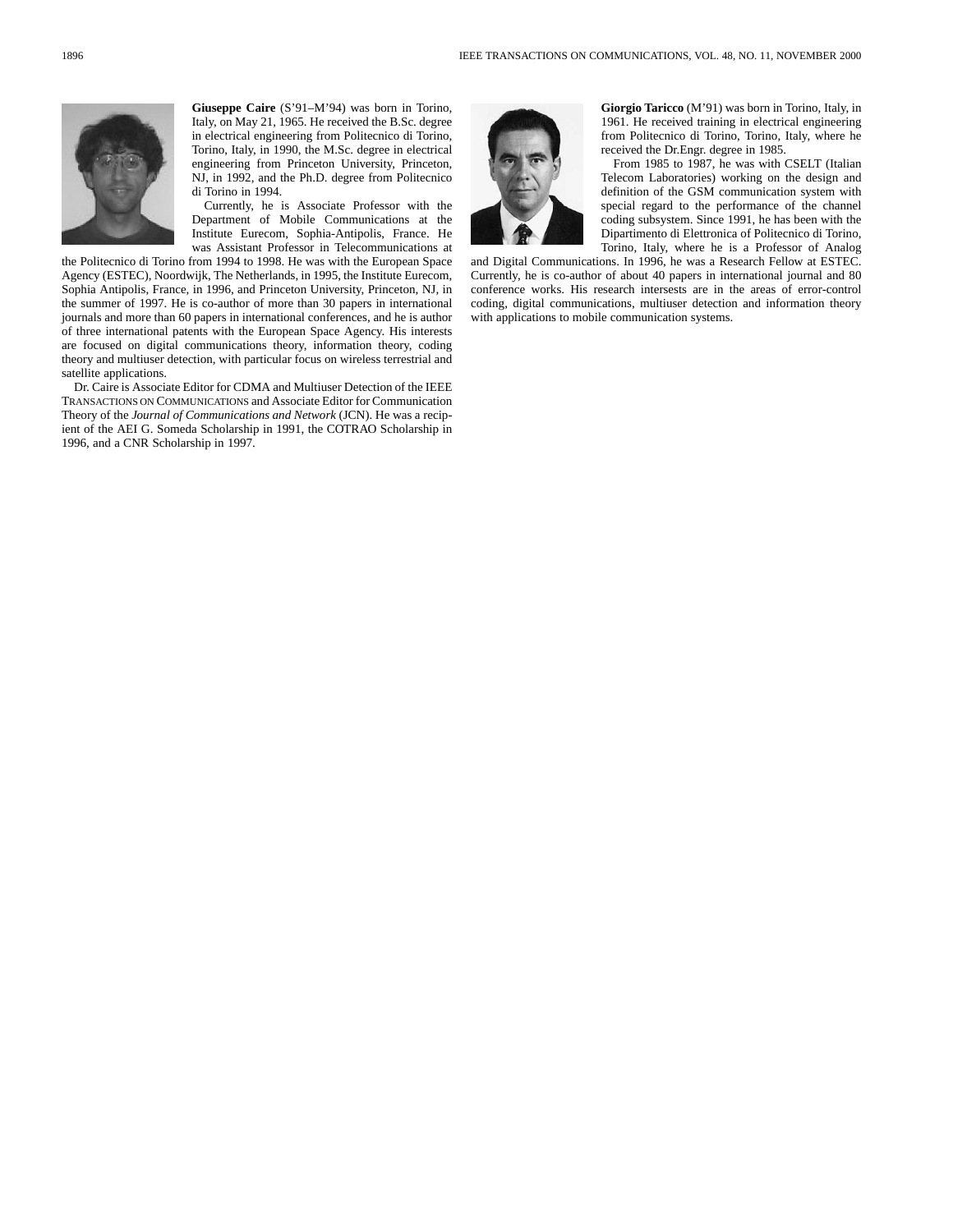**Giuseppe Caire** (S'91–M'94) was born in Torino, Italy, on May 21, 1965. He received the B.Sc. degree in electrical engineering from Politecnico di Torino, Torino, Italy, in 1990, the M.Sc. degree in electrical engineering from Princeton University, Princeton, NJ, in 1992, and the Ph.D. degree from Politecnico di Torino in 1994.

Currently, he is Associate Professor with the Department of Mobile Communications at the Institute Eurecom, Sophia-Antipolis, France. He was Assistant Professor in Telecommunications at the Politecnico di Torino from 1994 to 1998. He was with the European Space Agency (ESTEC), Noordwijk, The Netherlands, in 1995, the Institute Eurecom, Sophia Antipolis, France, in 1996, and Princeton University, Princeton, NJ, in the summer of 1997. He is co-author of more than 30 papers in international journals and more than 60 papers in international conferences, and he is author of three international patents with the European Space Agency. His interests are focused on digital communications theory, information theory, coding theory and multiuser detection, with particular focus on wireless terrestrial and satellite applications.

Dr. Caire is Associate Editor for CDMA and Multiuser Detection of the IEEE TRANSACTIONS ON COMMUNICATIONS and Associate Editor for Communication Theory of the *Journal of Communications and Network* (JCN). He was a recipient of the AEI G. Someda Scholarship in 1991, the COTRAO Scholarship in 1996, and a CNR Scholarship in 1997.

**Giorgio Taricco** (M'91) was born in Torino, Italy, in 1961. He received training in electrical engineering from Politecnico di Torino, Torino, Italy, where he received the Dr.Engr. degree in 1985.

From 1985 to 1987, he was with CSELT (Italian Telecom Laboratories) working on the design and definition of the GSM communication system with special regard to the performance of the channel coding subsystem. Since 1991, he has been with the Dipartimento di Elettronica of Politecnico di Torino, Torino, Italy, where he is a Professor of Analog and Digital Communications. In 1996, he was a Research Fellow at ESTEC. Currently, he is co-author of about 40 papers in international journal and 80 conference works. His research intersests are in the areas of error-control coding, digital communications, multiuser detection and information theory with applications to mobile communication systems.